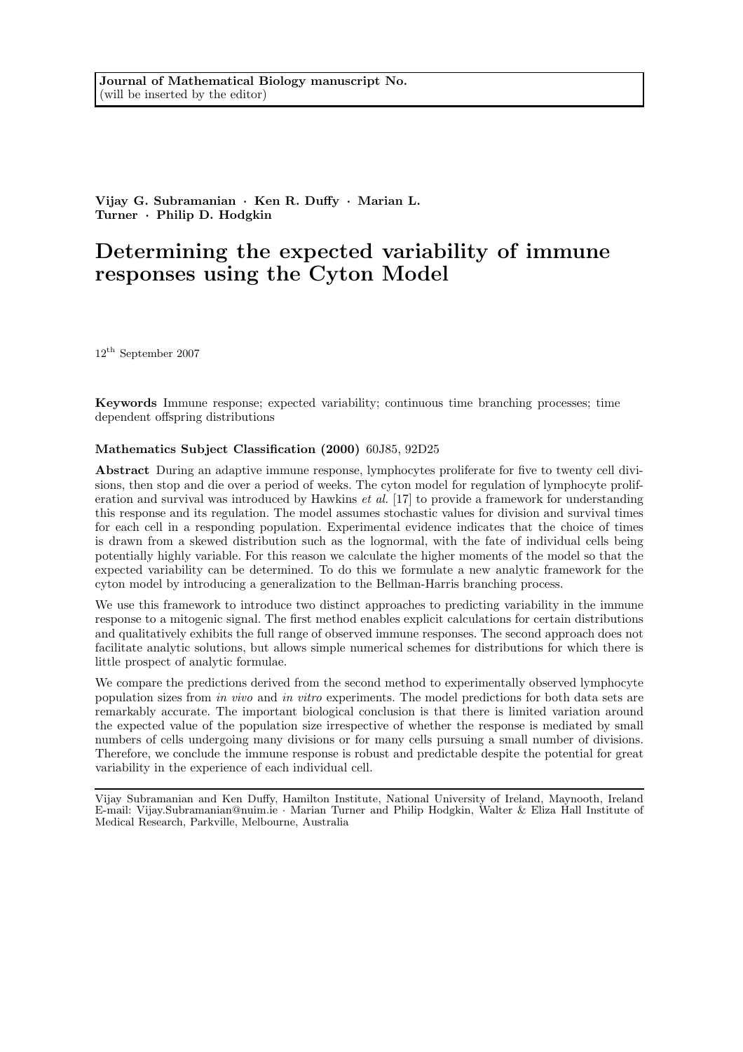**Journal of Mathematical Biology manuscript No.**
(will be inserted by the editor)

**Vijay G. Subramanian · Ken R. Duffy · Marian L. Turner · Philip D. Hodgkin**

# Determining the expected variability of immune responses using the Cyton Model

$12^{\text{th}}$ September 2007

**Keywords** Immune response; expected variability; continuous time branching processes; time dependent offspring distributions

**Mathematics Subject Classification (2000)** 60J85, 92D25

**Abstract** During an adaptive immune response, lymphocytes proliferate for five to twenty cell divisions, then stop and die over a period of weeks. The cyton model for regulation of lymphocyte proliferation and survival was introduced by Hawkins *et al.* [17] to provide a framework for understanding this response and its regulation. The model assumes stochastic values for division and survival times for each cell in a responding population. Experimental evidence indicates that the choice of times is drawn from a skewed distribution such as the lognormal, with the fate of individual cells being potentially highly variable. For this reason we calculate the higher moments of the model so that the expected variability can be determined. To do this we formulate a new analytic framework for the cyton model by introducing a generalization to the Bellman-Harris branching process.

We use this framework to introduce two distinct approaches to predicting variability in the immune response to a mitogenic signal. The first method enables explicit calculations for certain distributions and qualitatively exhibits the full range of observed immune responses. The second approach does not facilitate analytic solutions, but allows simple numerical schemes for distributions for which there is little prospect of analytic formulae.

We compare the predictions derived from the second method to experimentally observed lymphocyte population sizes from *in vivo* and *in vitro* experiments. The model predictions for both data sets are remarkably accurate. The important biological conclusion is that there is limited variation around the expected value of the population size irrespective of whether the response is mediated by small numbers of cells undergoing many divisions or for many cells pursuing a small number of divisions. Therefore, we conclude the immune response is robust and predictable despite the potential for great variability in the experience of each individual cell.

---

Vijay Subramanian and Ken Duffy, Hamilton Institute, National University of Ireland, Maynooth, Ireland E-mail: Vijay.Subramanian@nuim.ie · Marian Turner and Philip Hodgkin, Walter & Eliza Hall Institute of Medical Research, Parkville, Melbourne, Australia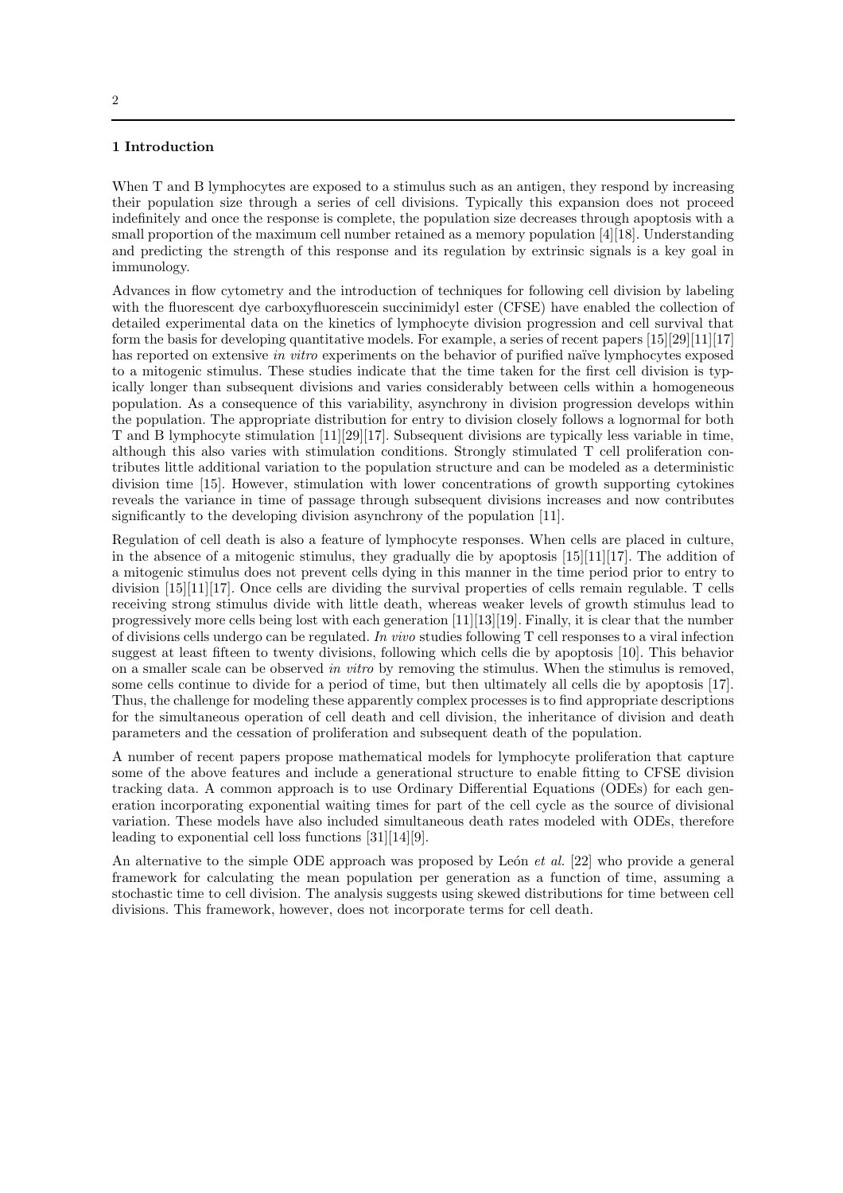## 1 Introduction

When T and B lymphocytes are exposed to a stimulus such as an antigen, they respond by increasing their population size through a series of cell divisions. Typically this expansion does not proceed indefinitely and once the response is complete, the population size decreases through apoptosis with a small proportion of the maximum cell number retained as a memory population [4][18]. Understanding and predicting the strength of this response and its regulation by extrinsic signals is a key goal in immunology.

Advances in flow cytometry and the introduction of techniques for following cell division by labeling with the fluorescent dye carboxyfluorescein succinimidyl ester (CFSE) have enabled the collection of detailed experimental data on the kinetics of lymphocyte division progression and cell survival that form the basis for developing quantitative models. For example, a series of recent papers [15][29][11][17] has reported on extensive *in vitro* experiments on the behavior of purified naïve lymphocytes exposed to a mitogenic stimulus. These studies indicate that the time taken for the first cell division is typically longer than subsequent divisions and varies considerably between cells within a homogeneous population. As a consequence of this variability, asynchrony in division progression develops within the population. The appropriate distribution for entry to division closely follows a lognormal for both T and B lymphocyte stimulation [11][29][17]. Subsequent divisions are typically less variable in time, although this also varies with stimulation conditions. Strongly stimulated T cell proliferation contributes little additional variation to the population structure and can be modeled as a deterministic division time [15]. However, stimulation with lower concentrations of growth supporting cytokines reveals the variance in time of passage through subsequent divisions increases and now contributes significantly to the developing division asynchrony of the population [11].

Regulation of cell death is also a feature of lymphocyte responses. When cells are placed in culture, in the absence of a mitogenic stimulus, they gradually die by apoptosis [15][11][17]. The addition of a mitogenic stimulus does not prevent cells dying in this manner in the time period prior to entry to division [15][11][17]. Once cells are dividing the survival properties of cells remain regulable. T cells receiving strong stimulus divide with little death, whereas weaker levels of growth stimulus lead to progressively more cells being lost with each generation [11][13][19]. Finally, it is clear that the number of divisions cells undergo can be regulated. *In vivo* studies following T cell responses to a viral infection suggest at least fifteen to twenty divisions, following which cells die by apoptosis [10]. This behavior on a smaller scale can be observed *in vitro* by removing the stimulus. When the stimulus is removed, some cells continue to divide for a period of time, but then ultimately all cells die by apoptosis [17]. Thus, the challenge for modeling these apparently complex processes is to find appropriate descriptions for the simultaneous operation of cell death and cell division, the inheritance of division and death parameters and the cessation of proliferation and subsequent death of the population.

A number of recent papers propose mathematical models for lymphocyte proliferation that capture some of the above features and include a generational structure to enable fitting to CFSE division tracking data. A common approach is to use Ordinary Differential Equations (ODEs) for each generation incorporating exponential waiting times for part of the cell cycle as the source of divisional variation. These models have also included simultaneous death rates modeled with ODEs, therefore leading to exponential cell loss functions [31][14][9].

An alternative to the simple ODE approach was proposed by León *et al.* [22] who provide a general framework for calculating the mean population per generation as a function of time, assuming a stochastic time to cell division. The analysis suggests using skewed distributions for time between cell divisions. This framework, however, does not incorporate terms for cell death.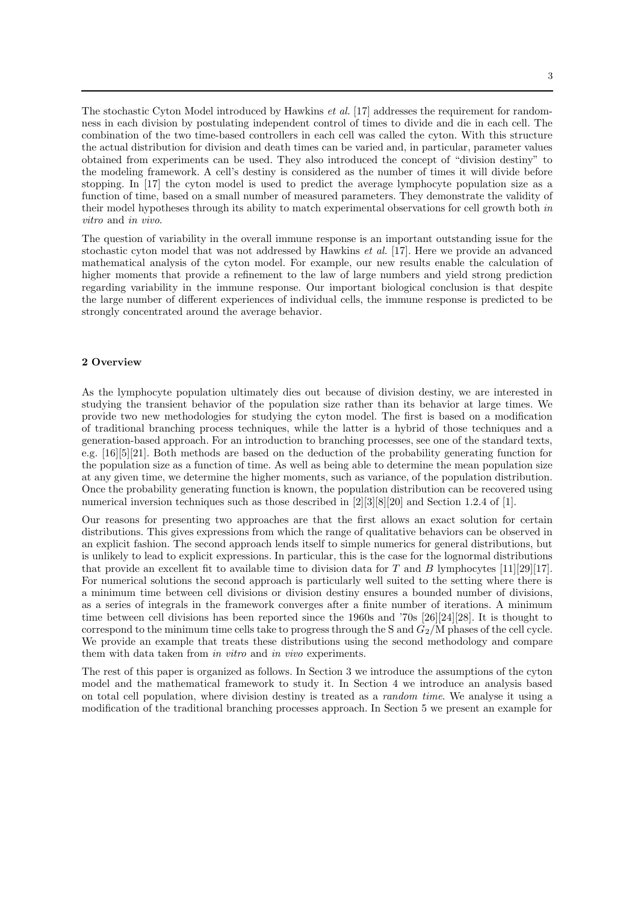The stochastic Cyton Model introduced by Hawkins *et al.* [17] addresses the requirement for randomness in each division by postulating independent control of times to divide and die in each cell. The combination of the two time-based controllers in each cell was called the cyton. With this structure the actual distribution for division and death times can be varied and, in particular, parameter values obtained from experiments can be used. They also introduced the concept of "division destiny" to the modeling framework. A cell's destiny is considered as the number of times it will divide before stopping. In [17] the cyton model is used to predict the average lymphocyte population size as a function of time, based on a small number of measured parameters. They demonstrate the validity of their model hypotheses through its ability to match experimental observations for cell growth both *in vitro* and *in vivo*.

The question of variability in the overall immune response is an important outstanding issue for the stochastic cyton model that was not addressed by Hawkins *et al.* [17]. Here we provide an advanced mathematical analysis of the cyton model. For example, our new results enable the calculation of higher moments that provide a refinement to the law of large numbers and yield strong prediction regarding variability in the immune response. Our important biological conclusion is that despite the large number of different experiences of individual cells, the immune response is predicted to be strongly concentrated around the average behavior.

## 2 Overview

As the lymphocyte population ultimately dies out because of division destiny, we are interested in studying the transient behavior of the population size rather than its behavior at large times. We provide two new methodologies for studying the cyton model. The first is based on a modification of traditional branching process techniques, while the latter is a hybrid of those techniques and a generation-based approach. For an introduction to branching processes, see one of the standard texts, e.g. [16][5][21]. Both methods are based on the deduction of the probability generating function for the population size as a function of time. As well as being able to determine the mean population size at any given time, we determine the higher moments, such as variance, of the population distribution. Once the probability generating function is known, the population distribution can be recovered using numerical inversion techniques such as those described in [2][3][8][20] and Section 1.2.4 of [1].

Our reasons for presenting two approaches are that the first allows an exact solution for certain distributions. This gives expressions from which the range of qualitative behaviors can be observed in an explicit fashion. The second approach lends itself to simple numerics for general distributions, but is unlikely to lead to explicit expressions. In particular, this is the case for the lognormal distributions that provide an excellent fit to available time to division data for $T$ and $B$ lymphocytes [11][29][17]. For numerical solutions the second approach is particularly well suited to the setting where there is a minimum time between cell divisions or division destiny ensures a bounded number of divisions, as a series of integrals in the framework converges after a finite number of iterations. A minimum time between cell divisions has been reported since the 1960s and '70s [26][24][28]. It is thought to correspond to the minimum time cells take to progress through the S and $G_2$/M phases of the cell cycle. We provide an example that treats these distributions using the second methodology and compare them with data taken from *in vitro* and *in vivo* experiments.

The rest of this paper is organized as follows. In Section 3 we introduce the assumptions of the cyton model and the mathematical framework to study it. In Section 4 we introduce an analysis based on total cell population, where division destiny is treated as a *random time*. We analyse it using a modification of the traditional branching processes approach. In Section 5 we present an example for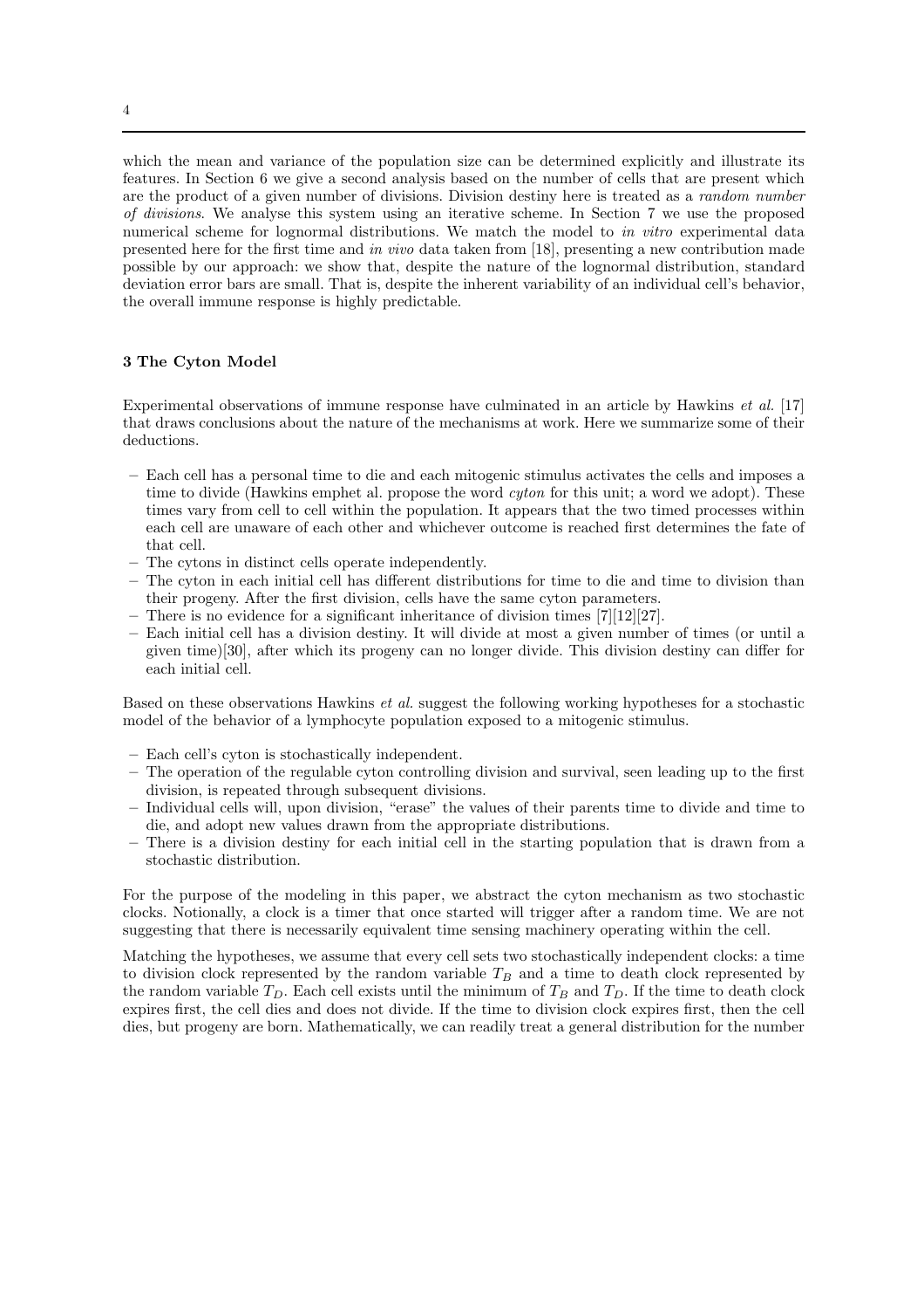which the mean and variance of the population size can be determined explicitly and illustrate its features. In Section 6 we give a second analysis based on the number of cells that are present which are the product of a given number of divisions. Division destiny here is treated as a *random number of divisions*. We analyse this system using an iterative scheme. In Section 7 we use the proposed numerical scheme for lognormal distributions. We match the model to *in vitro* experimental data presented here for the first time and *in vivo* data taken from [18], presenting a new contribution made possible by our approach: we show that, despite the nature of the lognormal distribution, standard deviation error bars are small. That is, despite the inherent variability of an individual cell's behavior, the overall immune response is highly predictable.

### 3 The Cyton Model

Experimental observations of immune response have culminated in an article by Hawkins *et al.* [17] that draws conclusions about the nature of the mechanisms at work. Here we summarize some of their deductions.

- Each cell has a personal time to die and each mitogenic stimulus activates the cells and imposes a time to divide (Hawkins emphet al. propose the word *cyton* for this unit; a word we adopt). These times vary from cell to cell within the population. It appears that the two timed processes within each cell are unaware of each other and whichever outcome is reached first determines the fate of that cell.
- The cytons in distinct cells operate independently.
- The cyton in each initial cell has different distributions for time to die and time to division than their progeny. After the first division, cells have the same cyton parameters.
- There is no evidence for a significant inheritance of division times [7][12][27].
- Each initial cell has a division destiny. It will divide at most a given number of times (or until a given time)[30], after which its progeny can no longer divide. This division destiny can differ for each initial cell.

Based on these observations Hawkins *et al.* suggest the following working hypotheses for a stochastic model of the behavior of a lymphocyte population exposed to a mitogenic stimulus.

- Each cell's cyton is stochastically independent.
- The operation of the regulable cyton controlling division and survival, seen leading up to the first division, is repeated through subsequent divisions.
- Individual cells will, upon division, "erase" the values of their parents time to divide and time to die, and adopt new values drawn from the appropriate distributions.
- There is a division destiny for each initial cell in the starting population that is drawn from a stochastic distribution.

For the purpose of the modeling in this paper, we abstract the cyton mechanism as two stochastic clocks. Notionally, a clock is a timer that once started will trigger after a random time. We are not suggesting that there is necessarily equivalent time sensing machinery operating within the cell.

Matching the hypotheses, we assume that every cell sets two stochastically independent clocks: a time to division clock represented by the random variable $T_B$ and a time to death clock represented by the random variable $T_D$. Each cell exists until the minimum of $T_B$ and $T_D$. If the time to death clock expires first, the cell dies and does not divide. If the time to division clock expires first, then the cell dies, but progeny are born. Mathematically, we can readily treat a general distribution for the number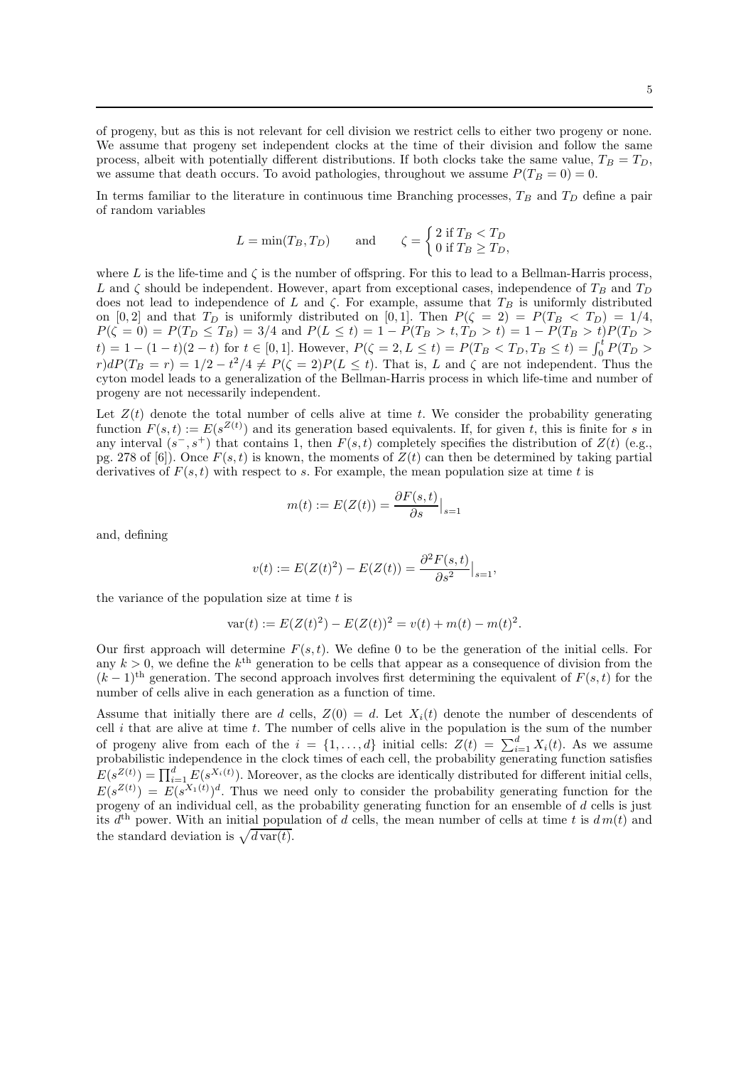of progeny, but as this is not relevant for cell division we restrict cells to either two progeny or none. We assume that progeny set independent clocks at the time of their division and follow the same process, albeit with potentially different distributions. If both clocks take the same value, $T_B = T_D$, we assume that death occurs. To avoid pathologies, throughout we assume $P(T_B = 0) = 0$.

In terms familiar to the literature in continuous time Branching processes, $T_B$ and $T_D$ define a pair of random variables

$$L = \min(T_B, T_D) \qquad \text{and} \qquad \zeta = \begin{cases} 2 \text{ if } T_B < T_D \\ 0 \text{ if } T_B \geq T_D, \end{cases}$$

where $L$ is the life-time and $\zeta$ is the number of offspring. For this to lead to a Bellman-Harris process, $L$ and $\zeta$ should be independent. However, apart from exceptional cases, independence of $T_B$ and $T_D$ does not lead to independence of $L$ and $\zeta$. For example, assume that $T_B$ is uniformly distributed on $[0, 2]$ and that $T_D$ is uniformly distributed on $[0, 1]$. Then $P(\zeta = 2) = P(T_B < T_D) = 1/4$, $P(\zeta = 0) = P(T_D \leq T_B) = 3/4$ and $P(L \leq t) = 1 - P(T_B > t, T_D > t) = 1 - P(T_B > t)P(T_D > t) = 1 - (1 - t)(2 - t)$ for $t \in [0, 1]$. However, $P(\zeta = 2, L \leq t) = P(T_B < T_D, T_B \leq t) = \int_0^t P(T_D > r)dP(T_B = r) = 1/2 - t^2/4 \neq P(\zeta = 2)P(L \leq t)$. That is, $L$ and $\zeta$ are not independent. Thus the cyton model leads to a generalization of the Bellman-Harris process in which life-time and number of progeny are not necessarily independent.

Let $Z(t)$ denote the total number of cells alive at time $t$. We consider the probability generating function $F(s, t) := E(s^{Z(t)})$ and its generation based equivalents. If, for given $t$, this is finite for $s$ in any interval $(s^-, s^+)$ that contains 1, then $F(s, t)$ completely specifies the distribution of $Z(t)$ (e.g., pg. 278 of [6]). Once $F(s, t)$ is known, the moments of $Z(t)$ can then be determined by taking partial derivatives of $F(s, t)$ with respect to $s$. For example, the mean population size at time $t$ is

$$m(t) := E(Z(t)) = \frac{\partial F(s, t)}{\partial s}\Big|_{s=1}$$

and, defining

$$v(t) := E(Z(t)^2) - E(Z(t)) = \frac{\partial^2 F(s, t)}{\partial s^2}\Big|_{s=1},$$

the variance of the population size at time $t$ is

$$\text{var}(t) := E(Z(t)^2) - E(Z(t))^2 = v(t) + m(t) - m(t)^2.$$

Our first approach will determine $F(s, t)$. We define 0 to be the generation of the initial cells. For any $k > 0$, we define the $k^{\text{th}}$ generation to be cells that appear as a consequence of division from the $(k - 1)^{\text{th}}$ generation. The second approach involves first determining the equivalent of $F(s, t)$ for the number of cells alive in each generation as a function of time.

Assume that initially there are $d$ cells, $Z(0) = d$. Let $X_i(t)$ denote the number of descendents of cell $i$ that are alive at time $t$. The number of cells alive in the population is the sum of the number of progeny alive from each of the $i = \{1, \ldots, d\}$ initial cells: $Z(t) = \sum_{i=1}^{d} X_i(t)$. As we assume probabilistic independence in the clock times of each cell, the probability generating function satisfies $E(s^{Z(t)}) = \prod_{i=1}^{d} E(s^{X_i(t)})$. Moreover, as the clocks are identically distributed for different initial cells, $E(s^{Z(t)}) = E(s^{X_1(t)})^d$. Thus we need only to consider the probability generating function for the progeny of an individual cell, as the probability generating function for an ensemble of $d$ cells is just its $d^{\text{th}}$ power. With an initial population of $d$ cells, the mean number of cells at time $t$ is $d\, m(t)$ and the standard deviation is $\sqrt{d\, \text{var}(t)}$.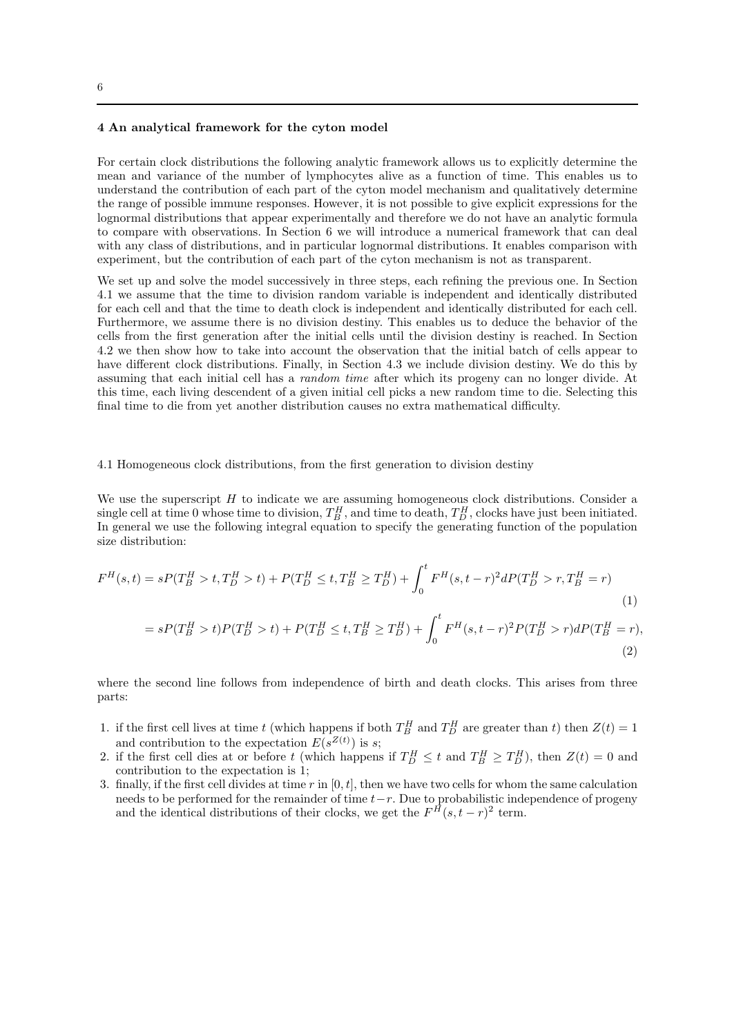## 4 An analytical framework for the cyton model

For certain clock distributions the following analytic framework allows us to explicitly determine the mean and variance of the number of lymphocytes alive as a function of time. This enables us to understand the contribution of each part of the cyton model mechanism and qualitatively determine the range of possible immune responses. However, it is not possible to give explicit expressions for the lognormal distributions that appear experimentally and therefore we do not have an analytic formula to compare with observations. In Section 6 we will introduce a numerical framework that can deal with any class of distributions, and in particular lognormal distributions. It enables comparison with experiment, but the contribution of each part of the cyton mechanism is not as transparent.

We set up and solve the model successively in three steps, each refining the previous one. In Section 4.1 we assume that the time to division random variable is independent and identically distributed for each cell and that the time to death clock is independent and identically distributed for each cell. Furthermore, we assume there is no division destiny. This enables us to deduce the behavior of the cells from the first generation after the initial cells until the division destiny is reached. In Section 4.2 we then show how to take into account the observation that the initial batch of cells appear to have different clock distributions. Finally, in Section 4.3 we include division destiny. We do this by assuming that each initial cell has a *random time* after which its progeny can no longer divide. At this time, each living descendent of a given initial cell picks a new random time to die. Selecting this final time to die from yet another distribution causes no extra mathematical difficulty.

### 4.1 Homogeneous clock distributions, from the first generation to division destiny

We use the superscript $H$ to indicate we are assuming homogeneous clock distributions. Consider a single cell at time 0 whose time to division, $T_B^H$, and time to death, $T_D^H$, clocks have just been initiated. In general we use the following integral equation to specify the generating function of the population size distribution:

$$F^H(s,t) = sP(T_B^H > t, T_D^H > t) + P(T_D^H \leq t, T_B^H \geq T_D^H) + \int_0^t F^H(s,t-r)^2 dP(T_D^H > r, T_B^H = r) \tag{1}$$

$$= sP(T_B^H > t)P(T_D^H > t) + P(T_D^H \leq t, T_B^H \geq T_D^H) + \int_0^t F^H(s,t-r)^2 P(T_D^H > r) dP(T_B^H = r), \tag{2}$$

where the second line follows from independence of birth and death clocks. This arises from three parts:

1. if the first cell lives at time $t$ (which happens if both $T_B^H$ and $T_D^H$ are greater than $t$) then $Z(t) = 1$ and contribution to the expectation $E(s^{Z(t)})$ is $s$;
2. if the first cell dies at or before $t$ (which happens if $T_D^H \leq t$ and $T_B^H \geq T_D^H$), then $Z(t) = 0$ and contribution to the expectation is 1;
3. finally, if the first cell divides at time $r$ in $[0, t]$, then we have two cells for whom the same calculation needs to be performed for the remainder of time $t-r$. Due to probabilistic independence of progeny and the identical distributions of their clocks, we get the $F^H(s, t-r)^2$ term.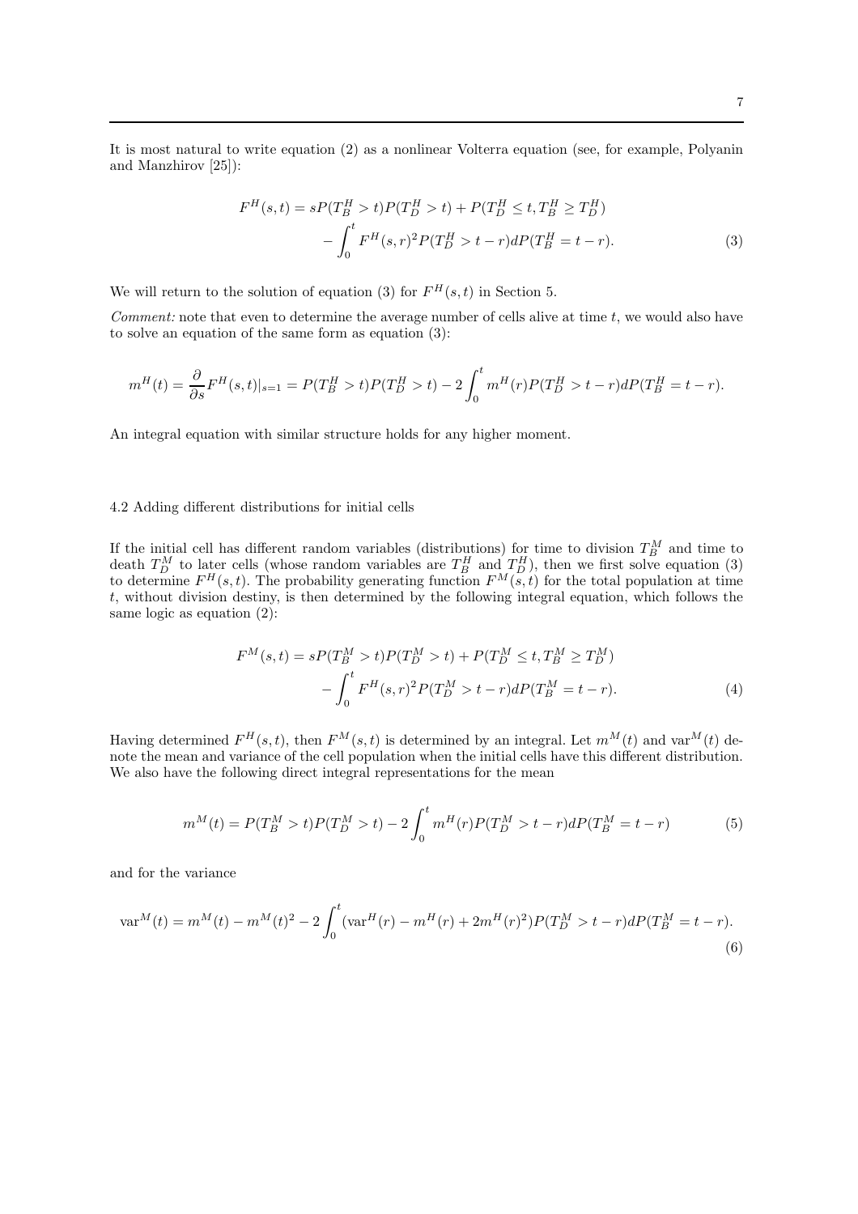It is most natural to write equation (2) as a nonlinear Volterra equation (see, for example, Polyanin and Manzhirov [25]):

$$F^H(s,t) = sP(T_B^H > t)P(T_D^H > t) + P(T_D^H \leq t, T_B^H \geq T_D^H) - \int_0^t F^H(s,r)^2 P(T_D^H > t-r) dP(T_B^H = t-r). \tag{3}$$

We will return to the solution of equation (3) for $F^H(s,t)$ in Section 5.

*Comment:* note that even to determine the average number of cells alive at time $t$, we would also have to solve an equation of the same form as equation (3):

$$m^H(t) = \frac{\partial}{\partial s} F^H(s,t)|_{s=1} = P(T_B^H > t)P(T_D^H > t) - 2\int_0^t m^H(r) P(T_D^H > t-r) dP(T_B^H = t-r).$$

An integral equation with similar structure holds for any higher moment.

### 4.2 Adding different distributions for initial cells

If the initial cell has different random variables (distributions) for time to division $T_B^M$ and time to death $T_D^M$ to later cells (whose random variables are $T_B^H$ and $T_D^H$), then we first solve equation (3) to determine $F^H(s,t)$. The probability generating function $F^M(s,t)$ for the total population at time $t$, without division destiny, is then determined by the following integral equation, which follows the same logic as equation (2):

$$F^M(s,t) = sP(T_B^M > t)P(T_D^M > t) + P(T_D^M \leq t, T_B^M \geq T_D^M) - \int_0^t F^H(s,r)^2 P(T_D^M > t-r) dP(T_B^M = t-r). \tag{4}$$

Having determined $F^H(s,t)$, then $F^M(s,t)$ is determined by an integral. Let $m^M(t)$ and $\text{var}^M(t)$ denote the mean and variance of the cell population when the initial cells have this different distribution. We also have the following direct integral representations for the mean

$$m^M(t) = P(T_B^M > t)P(T_D^M > t) - 2\int_0^t m^H(r) P(T_D^M > t-r) dP(T_B^M = t-r) \tag{5}$$

and for the variance

$$\text{var}^M(t) = m^M(t) - m^M(t)^2 - 2\int_0^t (\text{var}^H(r) - m^H(r) + 2m^H(r)^2) P(T_D^M > t-r) dP(T_B^M = t-r). \tag{6}$$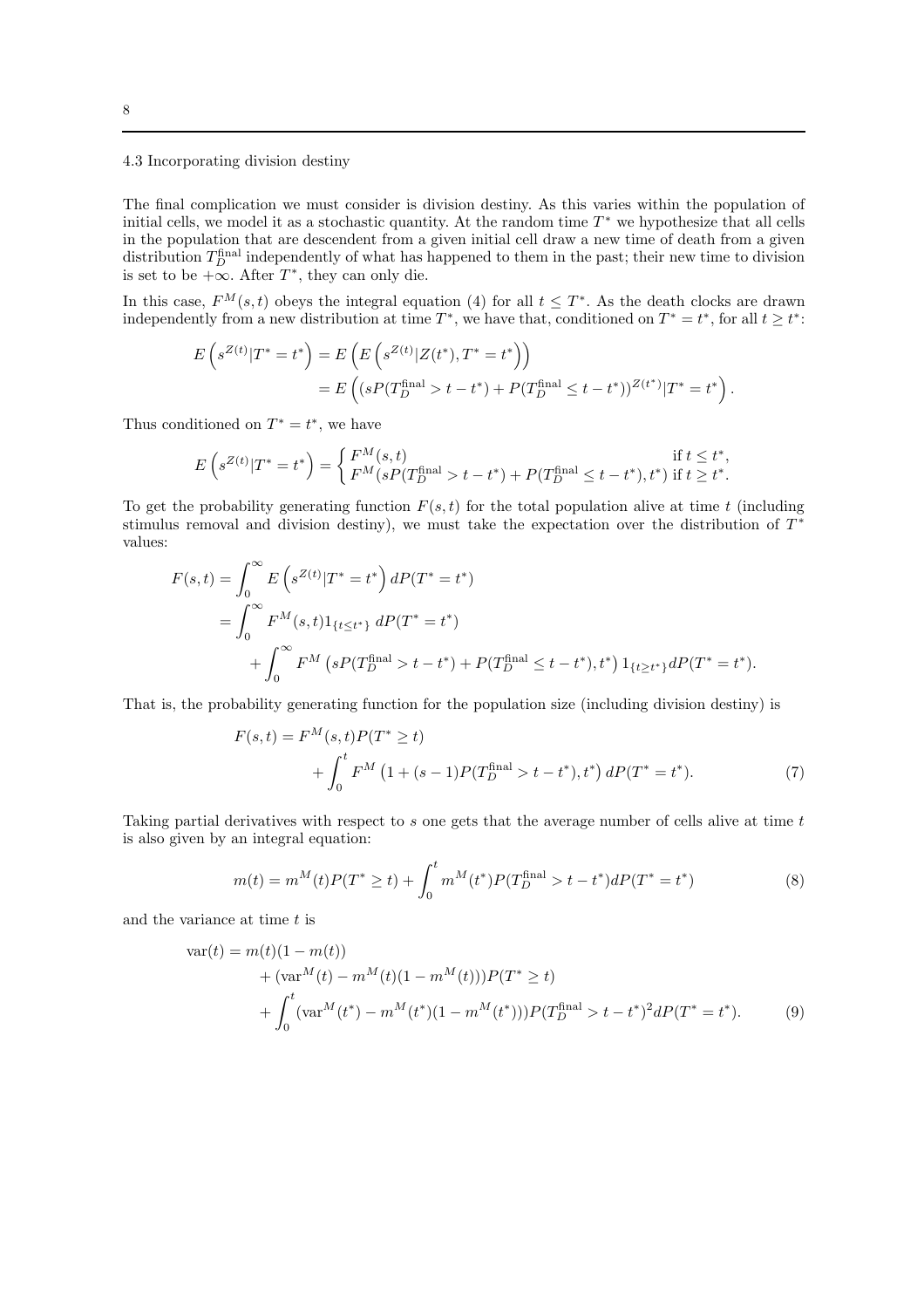### 4.3 Incorporating division destiny

The final complication we must consider is division destiny. As this varies within the population of initial cells, we model it as a stochastic quantity. At the random time $T^*$ we hypothesize that all cells in the population that are descendent from a given initial cell draw a new time of death from a given distribution $T_D^{\text{final}}$ independently of what has happened to them in the past; their new time to division is set to be $+\infty$. After $T^*$, they can only die.

In this case, $F^M(s,t)$ obeys the integral equation (4) for all $t \le T^*$. As the death clocks are drawn independently from a new distribution at time $T^*$, we have that, conditioned on $T^* = t^*$, for all $t \ge t^*$:

$$
\begin{aligned}
E\left(s^{Z(t)} | T^* = t^*\right) &= E\left(E\left(s^{Z(t)} | Z(t^*), T^* = t^*\right)\right) \\
&= E\left((sP(T_D^{\text{final}} > t - t^*) + P(T_D^{\text{final}} \le t - t^*))^{Z(t^*)} | T^* = t^*\right).
\end{aligned}
$$

Thus conditioned on $T^* = t^*$, we have

$$
E\left(s^{Z(t)} | T^* = t^*\right) = \begin{cases} F^M(s,t) & \text{if } t \le t^*, \\ F^M(sP(T_D^{\text{final}} > t - t^*) + P(T_D^{\text{final}} \le t - t^*), t^*) & \text{if } t \ge t^*. \end{cases}
$$

To get the probability generating function $F(s,t)$ for the total population alive at time $t$ (including stimulus removal and division destiny), we must take the expectation over the distribution of $T^*$ values:

$$
\begin{aligned}
F(s,t) &= \int_0^\infty E\left(s^{Z(t)} | T^* = t^*\right) dP(T^* = t^*) \\
&= \int_0^\infty F^M(s,t) 1_{\{t \le t^*\}} \, dP(T^* = t^*) \\
&\quad + \int_0^\infty F^M\left(sP(T_D^{\text{final}} > t - t^*) + P(T_D^{\text{final}} \le t - t^*), t^*\right) 1_{\{t \ge t^*\}} dP(T^* = t^*).
\end{aligned}
$$

That is, the probability generating function for the population size (including division destiny) is

$$
\begin{aligned}
F(s,t) &= F^M(s,t) P(T^* \ge t) \\
&\quad + \int_0^t F^M\left(1 + (s-1)P(T_D^{\text{final}} > t - t^*), t^*\right) dP(T^* = t^*). 
\end{aligned}
\tag{7}
$$

Taking partial derivatives with respect to $s$ one gets that the average number of cells alive at time $t$ is also given by an integral equation:

$$
m(t) = m^M(t) P(T^* \ge t) + \int_0^t m^M(t^*) P(T_D^{\text{final}} > t - t^*) dP(T^* = t^*) \tag{8}
$$

and the variance at time $t$ is

$$
\begin{aligned}
\text{var}(t) &= m(t)(1 - m(t)) \\
&\quad + (\text{var}^M(t) - m^M(t)(1 - m^M(t))) P(T^* \ge t) \\
&\quad + \int_0^t (\text{var}^M(t^*) - m^M(t^*)(1 - m^M(t^*))) P(T_D^{\text{final}} > t - t^*)^2 dP(T^* = t^*).
\end{aligned}
\tag{9}
$$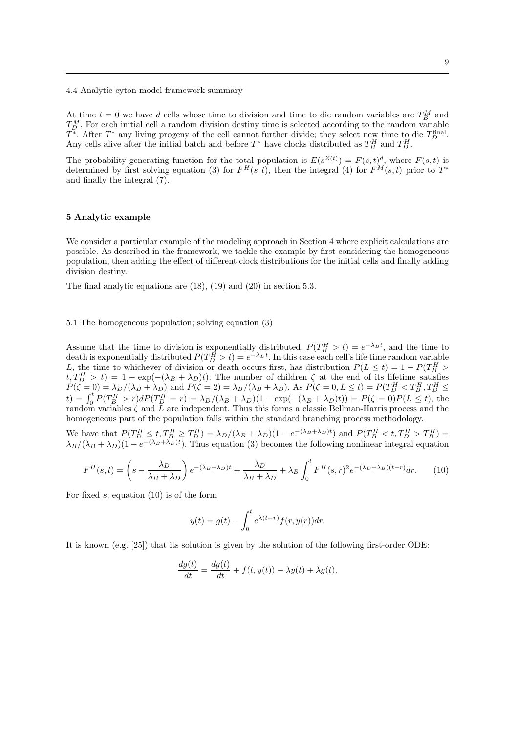### 4.4 Analytic cyton model framework summary

At time $t = 0$ we have $d$ cells whose time to division and time to die random variables are $T_B^M$ and $T_D^M$. For each initial cell a random division destiny time is selected according to the random variable $T^*$. After $T^*$ any living progeny of the cell cannot further divide; they select new time to die $T_D^{\text{final}}$. Any cells alive after the initial batch and before $T^*$ have clocks distributed as $T_B^H$ and $T_D^H$.

The probability generating function for the total population is $E(s^{Z(t)}) = F(s,t)^d$, where $F(s,t)$ is determined by first solving equation (3) for $F^H(s,t)$, then the integral (4) for $F^M(s,t)$ prior to $T^*$ and finally the integral (7).

## 5 Analytic example

We consider a particular example of the modeling approach in Section 4 where explicit calculations are possible. As described in the framework, we tackle the example by first considering the homogeneous population, then adding the effect of different clock distributions for the initial cells and finally adding division destiny.

The final analytic equations are (18), (19) and (20) in section 5.3.

### 5.1 The homogeneous population; solving equation (3)

Assume that the time to division is exponentially distributed, $P(T_B^H > t) = e^{-\lambda_B t}$, and the time to death is exponentially distributed $P(T_D^H > t) = e^{-\lambda_D t}$. In this case each cell's life time random variable $L$, the time to whichever of division or death occurs first, has distribution $P(L \leq t) = 1 - P(T_B^H > t, T_D^H > t) = 1 - \exp(-(\lambda_B + \lambda_D)t)$. The number of children $\zeta$ at the end of its lifetime satisfies $P(\zeta = 0) = \lambda_D/(\lambda_B + \lambda_D)$ and $P(\zeta = 2) = \lambda_B/(\lambda_B + \lambda_D)$. As $P(\zeta = 0, L \leq t) = P(T_D^H < T_B^H, T_D^H \leq t) = \int_0^t P(T_B^H > r)dP(T_D^H = r) = \lambda_D/(\lambda_B + \lambda_D)(1 - \exp(-(\lambda_B + \lambda_D)t)) = P(\zeta = 0)P(L \leq t)$, the random variables $\zeta$ and $L$ are independent. Thus this forms a classic Bellman-Harris process and the homogeneous part of the population falls within the standard branching process methodology.

We have that $P(T_D^H \leq t, T_B^H \geq T_D^H) = \lambda_D/(\lambda_B + \lambda_D)(1 - e^{-(\lambda_B+\lambda_D)t})$ and $P(T_B^H < t, T_D^H > T_B^H) = \lambda_B/(\lambda_B + \lambda_D)(1 - e^{-(\lambda_B+\lambda_D)t})$. Thus equation (3) becomes the following nonlinear integral equation

$$F^H(s,t) = \left(s - \frac{\lambda_D}{\lambda_B + \lambda_D}\right)e^{-(\lambda_B+\lambda_D)t} + \frac{\lambda_D}{\lambda_B + \lambda_D} + \lambda_B \int_0^t F^H(s,r)^2 e^{-(\lambda_D+\lambda_B)(t-r)}dr. \tag{10}$$

For fixed $s$, equation (10) is of the form

$$y(t) = g(t) - \int_0^t e^{\lambda(t-r)} f(r, y(r))dr.$$

It is known (e.g. [25]) that its solution is given by the solution of the following first-order ODE:

$$\frac{dg(t)}{dt} = \frac{dy(t)}{dt} + f(t, y(t)) - \lambda y(t) + \lambda g(t).$$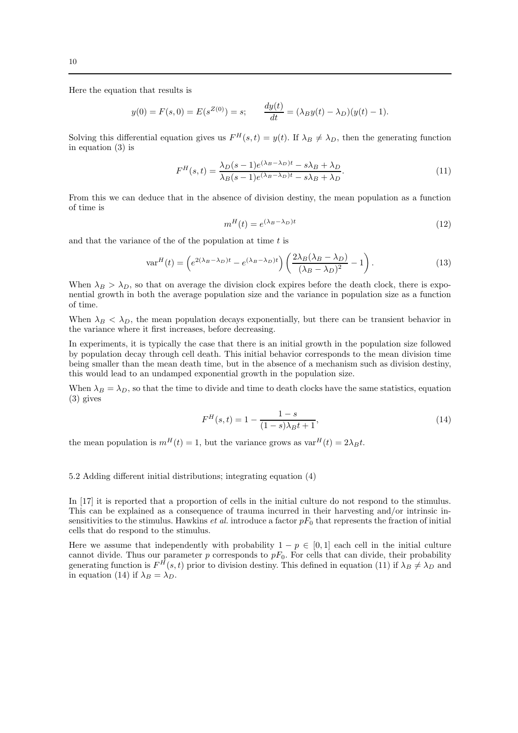Here the equation that results is

$$y(0) = F(s,0) = E(s^{Z(0)}) = s; \qquad \frac{dy(t)}{dt} = (\lambda_B y(t) - \lambda_D)(y(t) - 1).$$

Solving this differential equation gives us $F^H(s,t) = y(t)$. If $\lambda_B \neq \lambda_D$, then the generating function in equation (3) is

$$F^H(s,t) = \frac{\lambda_D(s-1)e^{(\lambda_B - \lambda_D)t} - s\lambda_B + \lambda_D}{\lambda_B(s-1)e^{(\lambda_B - \lambda_D)t} - s\lambda_B + \lambda_D}. \tag{11}$$

From this we can deduce that in the absence of division destiny, the mean population as a function of time is

$$m^H(t) = e^{(\lambda_B - \lambda_D)t} \tag{12}$$

and that the variance of the of the population at time $t$ is

$$\text{var}^H(t) = \left(e^{2(\lambda_B - \lambda_D)t} - e^{(\lambda_B - \lambda_D)t}\right)\left(\frac{2\lambda_B(\lambda_B - \lambda_D)}{(\lambda_B - \lambda_D)^2} - 1\right). \tag{13}$$

When $\lambda_B > \lambda_D$, so that on average the division clock expires before the death clock, there is exponential growth in both the average population size and the variance in population size as a function of time.

When $\lambda_B < \lambda_D$, the mean population decays exponentially, but there can be transient behavior in the variance where it first increases, before decreasing.

In experiments, it is typically the case that there is an initial growth in the population size followed by population decay through cell death. This initial behavior corresponds to the mean division time being smaller than the mean death time, but in the absence of a mechanism such as division destiny, this would lead to an undamped exponential growth in the population size.

When $\lambda_B = \lambda_D$, so that the time to divide and time to death clocks have the same statistics, equation (3) gives

$$F^H(s,t) = 1 - \frac{1-s}{(1-s)\lambda_B t + 1}, \tag{14}$$

the mean population is $m^H(t) = 1$, but the variance grows as $\text{var}^H(t) = 2\lambda_B t$.

## 5.2 Adding different initial distributions; integrating equation (4)

In [17] it is reported that a proportion of cells in the initial culture do not respond to the stimulus. This can be explained as a consequence of trauma incurred in their harvesting and/or intrinsic insensitivities to the stimulus. Hawkins *et al.* introduce a factor $pF_0$ that represents the fraction of initial cells that do respond to the stimulus.

Here we assume that independently with probability $1 - p \in [0,1]$ each cell in the initial culture cannot divide. Thus our parameter $p$ corresponds to $pF_0$. For cells that can divide, their probability generating function is $F^H(s,t)$ prior to division destiny. This defined in equation (11) if $\lambda_B \neq \lambda_D$ and in equation (14) if $\lambda_B = \lambda_D$.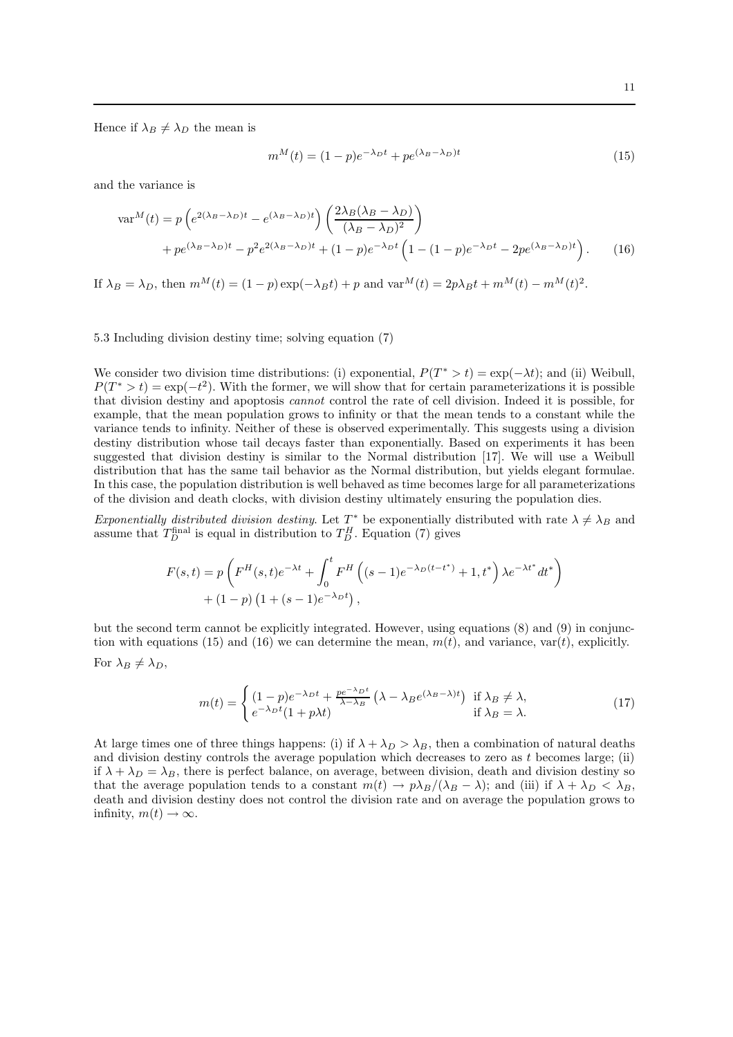Hence if $\lambda_B \neq \lambda_D$ the mean is

$$m^M(t) = (1-p)e^{-\lambda_D t} + pe^{(\lambda_B - \lambda_D)t} \tag{15}$$

and the variance is

$$\begin{aligned}
\text{var}^M(t) = p\left(e^{2(\lambda_B-\lambda_D)t} - e^{(\lambda_B-\lambda_D)t}\right)\left(\frac{2\lambda_B(\lambda_B-\lambda_D)}{(\lambda_B-\lambda_D)^2}\right) \\
+ pe^{(\lambda_B-\lambda_D)t} - p^2 e^{2(\lambda_B-\lambda_D)t} + (1-p)e^{-\lambda_D t}\left(1-(1-p)e^{-\lambda_D t} - 2pe^{(\lambda_B-\lambda_D)t}\right).
\end{aligned} \tag{16}$$

If $\lambda_B = \lambda_D$, then $m^M(t) = (1-p)\exp(-\lambda_B t) + p$ and $\text{var}^M(t) = 2p\lambda_B t + m^M(t) - m^M(t)^2$.

## 5.3 Including division destiny time; solving equation (7)

We consider two division time distributions: (i) exponential, $P(T^* > t) = \exp(-\lambda t)$; and (ii) Weibull, $P(T^* > t) = \exp(-t^2)$. With the former, we will show that for certain parameterizations it is possible that division destiny and apoptosis *cannot* control the rate of cell division. Indeed it is possible, for example, that the mean population grows to infinity or that the mean tends to a constant while the variance tends to infinity. Neither of these is observed experimentally. This suggests using a division destiny distribution whose tail decays faster than exponentially. Based on experiments it has been suggested that division destiny is similar to the Normal distribution [17]. We will use a Weibull distribution that has the same tail behavior as the Normal distribution, but yields elegant formulae. In this case, the population distribution is well behaved as time becomes large for all parameterizations of the division and death clocks, with division destiny ultimately ensuring the population dies.

*Exponentially distributed division destiny.* Let $T^*$ be exponentially distributed with rate $\lambda \neq \lambda_B$ and assume that $T_D^{\text{final}}$ is equal in distribution to $T_D^H$. Equation (7) gives

$$\begin{aligned}
F(s,t) = p\left(F^H(s,t)e^{-\lambda t} + \int_0^t F^H\left((s-1)e^{-\lambda_D(t-t^*)} + 1, t^*\right)\lambda e^{-\lambda t^*} dt^*\right) \\
+ (1-p)\left(1 + (s-1)e^{-\lambda_D t}\right),
\end{aligned}$$

but the second term cannot be explicitly integrated. However, using equations (8) and (9) in conjunction with equations (15) and (16) we can determine the mean, $m(t)$, and variance, $\text{var}(t)$, explicitly.

For $\lambda_B \neq \lambda_D$,

$$m(t) = \begin{cases} (1-p)e^{-\lambda_D t} + \frac{pe^{-\lambda_D t}}{\lambda-\lambda_B}\left(\lambda - \lambda_B e^{(\lambda_B-\lambda)t}\right) & \text{if } \lambda_B \neq \lambda, \\ e^{-\lambda_D t}(1+p\lambda t) & \text{if } \lambda_B = \lambda. \end{cases} \tag{17}$$

At large times one of three things happens: (i) if $\lambda + \lambda_D > \lambda_B$, then a combination of natural deaths and division destiny controls the average population which decreases to zero as $t$ becomes large; (ii) if $\lambda + \lambda_D = \lambda_B$, there is perfect balance, on average, between division, death and division destiny so that the average population tends to a constant $m(t) \to p\lambda_B/(\lambda_B - \lambda)$; and (iii) if $\lambda + \lambda_D < \lambda_B$, death and division destiny does not control the division rate and on average the population grows to infinity, $m(t) \to \infty$.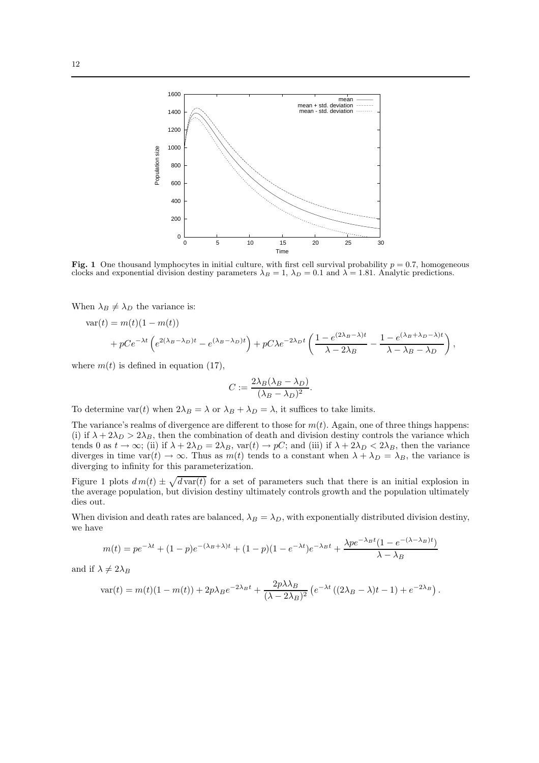**Fig. 1** One thousand lymphocytes in initial culture, with first cell survival probability $p = 0.7$, homogeneous clocks and exponential division destiny parameters $\lambda_B = 1$, $\lambda_D = 0.1$ and $\lambda = 1.81$. Analytic predictions.

When $\lambda_B \neq \lambda_D$ the variance is:

$$\text{var}(t) = m(t)(1 - m(t))$$
$$+ pCe^{-\lambda t}\left(e^{2(\lambda_B - \lambda_D)t} - e^{(\lambda_B - \lambda_D)t}\right) + pC\lambda e^{-2\lambda_D t}\left(\frac{1 - e^{(2\lambda_B - \lambda)t}}{\lambda - 2\lambda_B} - \frac{1 - e^{(\lambda_B + \lambda_D - \lambda)t}}{\lambda - \lambda_B - \lambda_D}\right),$$

where $m(t)$ is defined in equation (17),

$$C := \frac{2\lambda_B(\lambda_B - \lambda_D)}{(\lambda_B - \lambda_D)^2}.$$

To determine $\text{var}(t)$ when $2\lambda_B = \lambda$ or $\lambda_B + \lambda_D = \lambda$, it suffices to take limits.

The variance's realms of divergence are different to those for $m(t)$. Again, one of three things happens: (i) if $\lambda + 2\lambda_D > 2\lambda_B$, then the combination of death and division destiny controls the variance which tends 0 as $t \to \infty$; (ii) if $\lambda + 2\lambda_D = 2\lambda_B$, $\text{var}(t) \to pC$; and (iii) if $\lambda + 2\lambda_D < 2\lambda_B$, then the variance diverges in time $\text{var}(t) \to \infty$. Thus as $m(t)$ tends to a constant when $\lambda + \lambda_D = \lambda_B$, the variance is diverging to infinity for this parameterization.

Figure 1 plots $d\,m(t) \pm \sqrt{d\,\text{var}(t)}$ for a set of parameters such that there is an initial explosion in the average population, but division destiny ultimately controls growth and the population ultimately dies out.

When division and death rates are balanced, $\lambda_B = \lambda_D$, with exponentially distributed division destiny, we have

$$m(t) = pe^{-\lambda t} + (1-p)e^{-(\lambda_B + \lambda)t} + (1-p)(1 - e^{-\lambda t})e^{-\lambda_B t} + \frac{\lambda p e^{-\lambda_B t}(1 - e^{-(\lambda - \lambda_B)t})}{\lambda - \lambda_B}$$

and if $\lambda \neq 2\lambda_B$

$$\text{var}(t) = m(t)(1 - m(t)) + 2p\lambda_B e^{-2\lambda_B t} + \frac{2p\lambda\lambda_B}{(\lambda - 2\lambda_B)^2}\left(e^{-\lambda t}\left((2\lambda_B - \lambda)t - 1\right) + e^{-2\lambda_B}\right).$$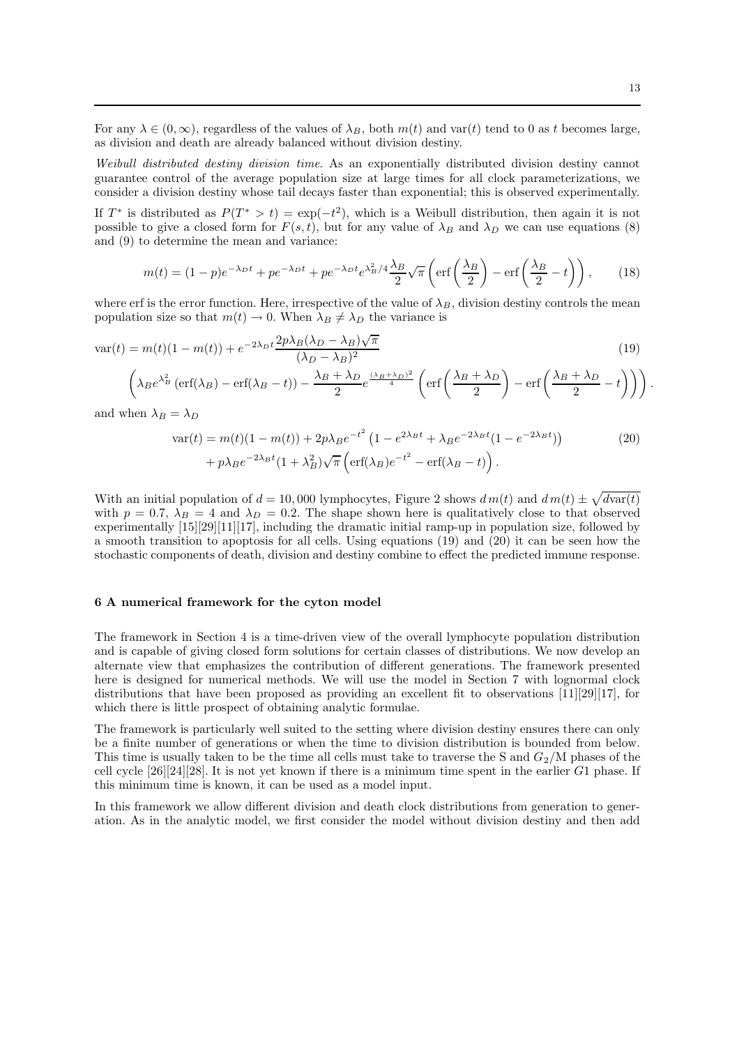For any $\lambda \in (0, \infty)$, regardless of the values of $\lambda_B$, both $m(t)$ and $\text{var}(t)$ tend to 0 as $t$ becomes large, as division and death are already balanced without division destiny.

*Weibull distributed destiny division time.* As an exponentially distributed division destiny cannot guarantee control of the average population size at large times for all clock parameterizations, we consider a division destiny whose tail decays faster than exponential; this is observed experimentally.

If $T^*$ is distributed as $P(T^* > t) = \exp(-t^2)$, which is a Weibull distribution, then again it is not possible to give a closed form for $F(s,t)$, but for any value of $\lambda_B$ and $\lambda_D$ we can use equations (8) and (9) to determine the mean and variance:

$$m(t) = (1-p)e^{-\lambda_D t} + pe^{-\lambda_D t} + pe^{-\lambda_D t} e^{\lambda_B^2/4} \frac{\lambda_B}{2} \sqrt{\pi} \left( \text{erf}\left(\frac{\lambda_B}{2}\right) - \text{erf}\left(\frac{\lambda_B}{2} - t\right) \right), \tag{18}$$

where erf is the error function. Here, irrespective of the value of $\lambda_B$, division destiny controls the mean population size so that $m(t) \to 0$. When $\lambda_B \neq \lambda_D$ the variance is

$$\text{var}(t) = m(t)(1 - m(t)) + e^{-2\lambda_D t} \frac{2p\lambda_B(\lambda_D - \lambda_B)\sqrt{\pi}}{(\lambda_D - \lambda_B)^2} \tag{19}$$

$$\left( \lambda_B e^{\lambda_B^2} \left(\text{erf}(\lambda_B) - \text{erf}(\lambda_B - t)\right) - \frac{\lambda_B + \lambda_D}{2} e^{\frac{(\lambda_B+\lambda_D)^2}{4}} \left( \text{erf}\left(\frac{\lambda_B + \lambda_D}{2}\right) - \text{erf}\left(\frac{\lambda_B + \lambda_D}{2} - t\right) \right) \right).$$

and when $\lambda_B = \lambda_D$

$$\begin{aligned} \text{var}(t) = {} & m(t)(1 - m(t)) + 2p\lambda_B e^{-t^2} \left(1 - e^{2\lambda_B t} + \lambda_B e^{-2\lambda_B t}(1 - e^{-2\lambda_B t})\right) \\ & + p\lambda_B e^{-2\lambda_B t}(1 + \lambda_B^2)\sqrt{\pi} \left( \text{erf}(\lambda_B) e^{-t^2} - \text{erf}(\lambda_B - t) \right). \end{aligned} \tag{20}$$

With an initial population of $d = 10{,}000$ lymphocytes, Figure 2 shows $d\,m(t)$ and $d\,m(t) \pm \sqrt{d\text{var}(t)}$ with $p = 0.7$, $\lambda_B = 4$ and $\lambda_D = 0.2$. The shape shown here is qualitatively close to that observed experimentally [15][29][11][17], including the dramatic initial ramp-up in population size, followed by a smooth transition to apoptosis for all cells. Using equations (19) and (20) it can be seen how the stochastic components of death, division and destiny combine to effect the predicted immune response.

## 6 A numerical framework for the cyton model

The framework in Section 4 is a time-driven view of the overall lymphocyte population distribution and is capable of giving closed form solutions for certain classes of distributions. We now develop an alternate view that emphasizes the contribution of different generations. The framework presented here is designed for numerical methods. We will use the model in Section 7 with lognormal clock distributions that have been proposed as providing an excellent fit to observations [11][29][17], for which there is little prospect of obtaining analytic formulae.

The framework is particularly well suited to the setting where division destiny ensures there can only be a finite number of generations or when the time to division distribution is bounded from below. This time is usually taken to be the time all cells must take to traverse the S and $G_2$/M phases of the cell cycle [26][24][28]. It is not yet known if there is a minimum time spent in the earlier $G1$ phase. If this minimum time is known, it can be used as a model input.

In this framework we allow different division and death clock distributions from generation to generation. As in the analytic model, we first consider the model without division destiny and then add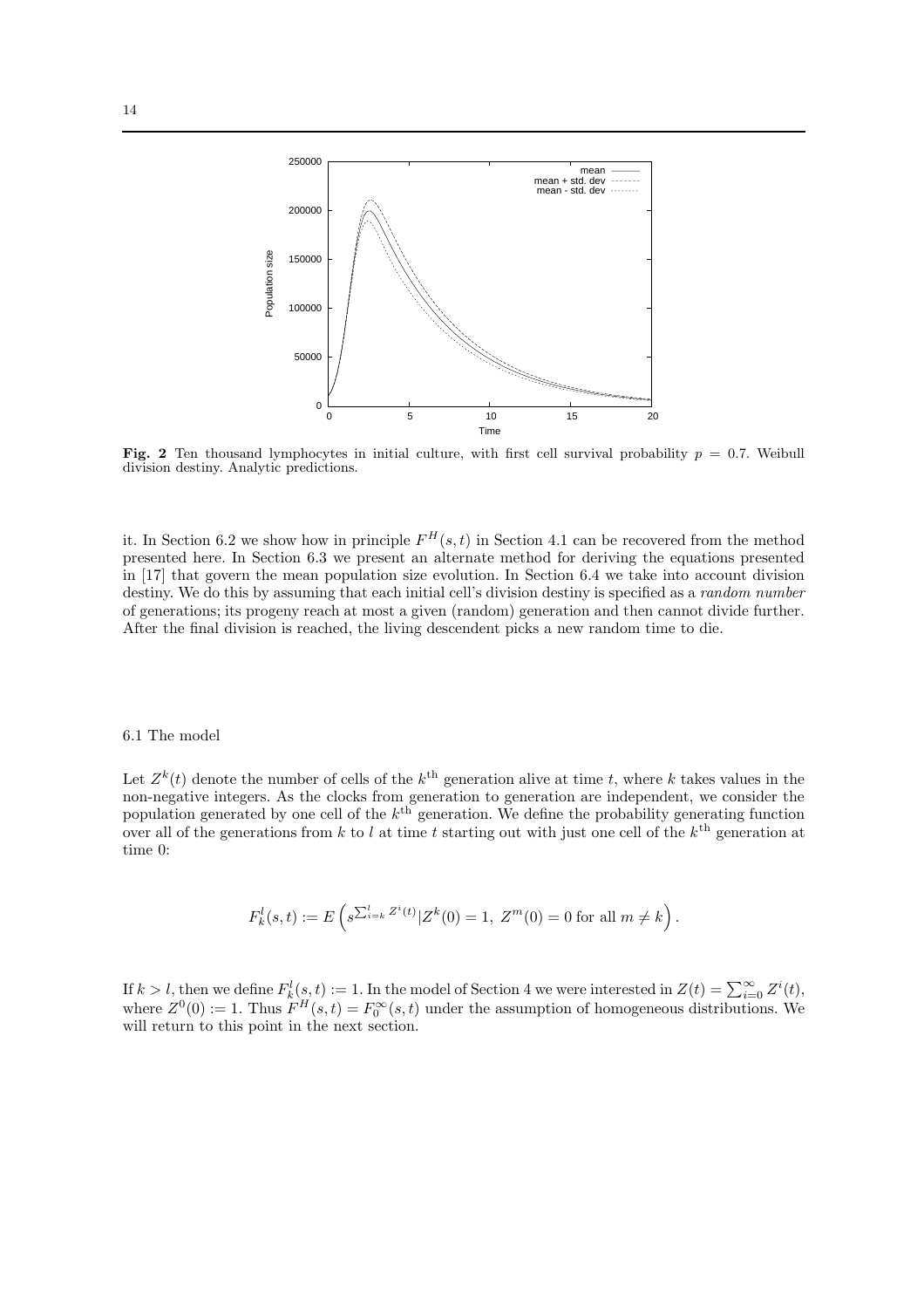**Fig. 2** Ten thousand lymphocytes in initial culture, with first cell survival probability $p = 0.7$. Weibull division destiny. Analytic predictions.

it. In Section 6.2 we show how in principle $F^H(s,t)$ in Section 4.1 can be recovered from the method presented here. In Section 6.3 we present an alternate method for deriving the equations presented in [17] that govern the mean population size evolution. In Section 6.4 we take into account division destiny. We do this by assuming that each initial cell's division destiny is specified as a *random number* of generations; its progeny reach at most a given (random) generation and then cannot divide further. After the final division is reached, the living descendent picks a new random time to die.

### 6.1 The model

Let $Z^k(t)$ denote the number of cells of the $k^{\text{th}}$ generation alive at time $t$, where $k$ takes values in the non-negative integers. As the clocks from generation to generation are independent, we consider the population generated by one cell of the $k^{\text{th}}$ generation. We define the probability generating function over all of the generations from $k$ to $l$ at time $t$ starting out with just one cell of the $k^{\text{th}}$ generation at time 0:

$$F_k^l(s,t) := E\left(s^{\sum_{i=k}^{l} Z^i(t)} | Z^k(0) = 1,\ Z^m(0) = 0 \text{ for all } m \neq k\right).$$

If $k > l$, then we define $F_k^l(s,t) := 1$. In the model of Section 4 we were interested in $Z(t) = \sum_{i=0}^{\infty} Z^i(t)$, where $Z^0(0) := 1$. Thus $F^H(s,t) = F_0^{\infty}(s,t)$ under the assumption of homogeneous distributions. We will return to this point in the next section.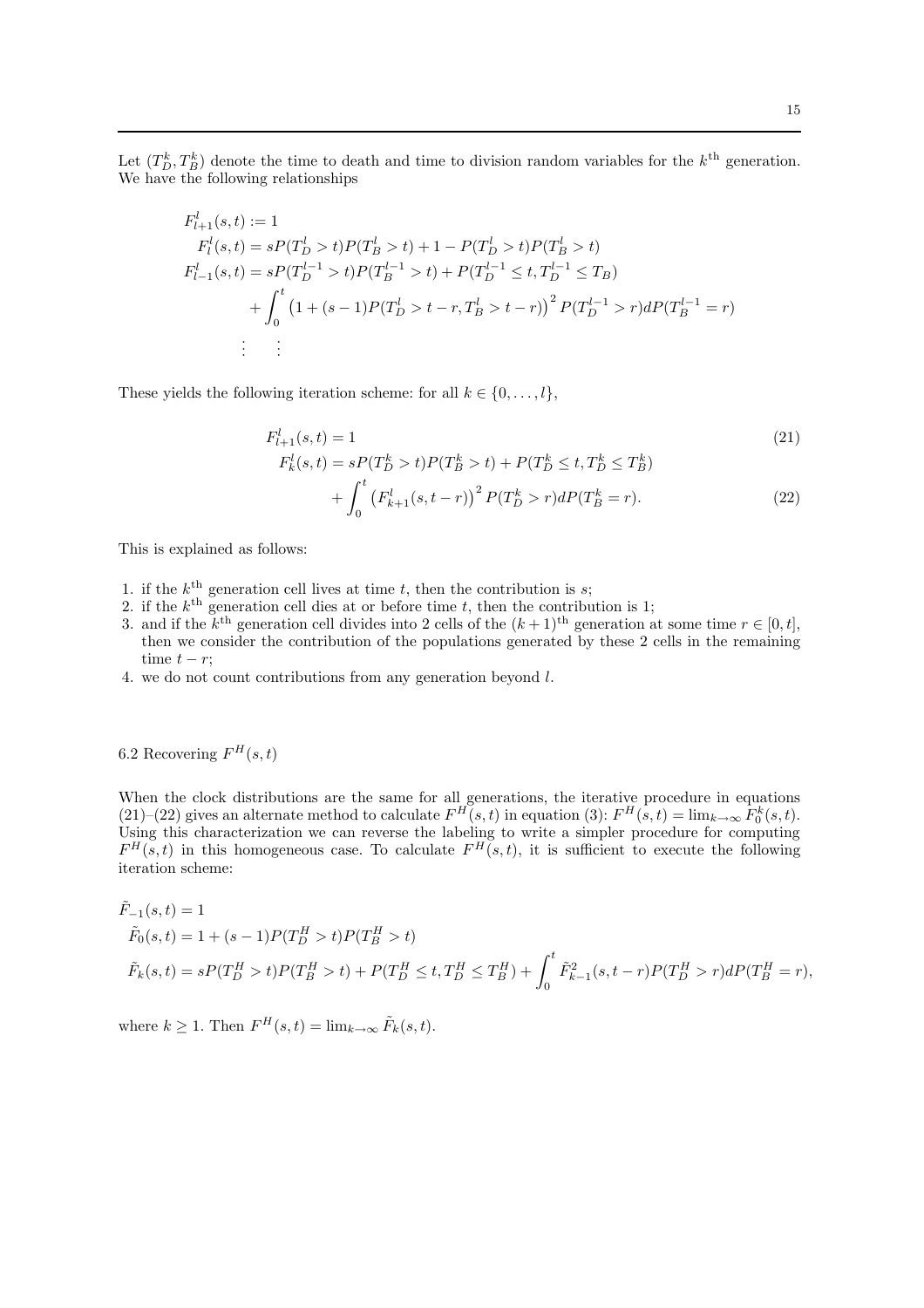Let $(T_D^k, T_B^k)$ denote the time to death and time to division random variables for the $k^{\text{th}}$ generation. We have the following relationships

$$
\begin{aligned}
F_{l+1}^l(s,t) &:= 1 \\
F_l^l(s,t) &= sP(T_D^l > t)P(T_B^l > t) + 1 - P(T_D^l > t)P(T_B^l > t) \\
F_{l-1}^l(s,t) &= sP(T_D^{l-1} > t)P(T_B^{l-1} > t) + P(T_D^{l-1} \le t, T_D^{l-1} \le T_B) \\
&\quad + \int_0^t \left(1 + (s-1)P(T_D^l > t-r, T_B^l > t-r)\right)^2 P(T_D^{l-1} > r) dP(T_B^{l-1} = r) \\
&\vdots \quad \vdots
\end{aligned}
$$

These yields the following iteration scheme: for all $k \in \{0, \ldots, l\}$,

$$
F_{l+1}^l(s,t) = 1 \tag{21}
$$

$$
\begin{aligned}
F_k^l(s,t) &= sP(T_D^k > t)P(T_B^k > t) + P(T_D^k \le t, T_D^k \le T_B^k) \\
&\quad + \int_0^t \left(F_{k+1}^l(s, t-r)\right)^2 P(T_D^k > r) dP(T_B^k = r).
\end{aligned} \tag{22}
$$

This is explained as follows:

1. if the $k^{\text{th}}$ generation cell lives at time $t$, then the contribution is $s$;
2. if the $k^{\text{th}}$ generation cell dies at or before time $t$, then the contribution is 1;
3. and if the $k^{\text{th}}$ generation cell divides into 2 cells of the $(k+1)^{\text{th}}$ generation at some time $r \in [0,t]$, then we consider the contribution of the populations generated by these 2 cells in the remaining time $t - r$;
4. we do not count contributions from any generation beyond $l$.

## 6.2 Recovering $F^H(s,t)$

When the clock distributions are the same for all generations, the iterative procedure in equations (21)–(22) gives an alternate method to calculate $F^H(s,t)$ in equation (3): $F^H(s,t) = \lim_{k\to\infty} F_0^k(s,t)$. Using this characterization we can reverse the labeling to write a simpler procedure for computing $F^H(s,t)$ in this homogeneous case. To calculate $F^H(s,t)$, it is sufficient to execute the following iteration scheme:

$$
\begin{aligned}
\tilde{F}_{-1}(s,t) &= 1 \\
\tilde{F}_0(s,t) &= 1 + (s-1)P(T_D^H > t)P(T_B^H > t) \\
\tilde{F}_k(s,t) &= sP(T_D^H > t)P(T_B^H > t) + P(T_D^H \le t, T_D^H \le T_B^H) + \int_0^t \tilde{F}_{k-1}^2(s, t-r)P(T_D^H > r) dP(T_B^H = r),
\end{aligned}
$$

where $k \ge 1$. Then $F^H(s,t) = \lim_{k\to\infty} \tilde{F}_k(s,t)$.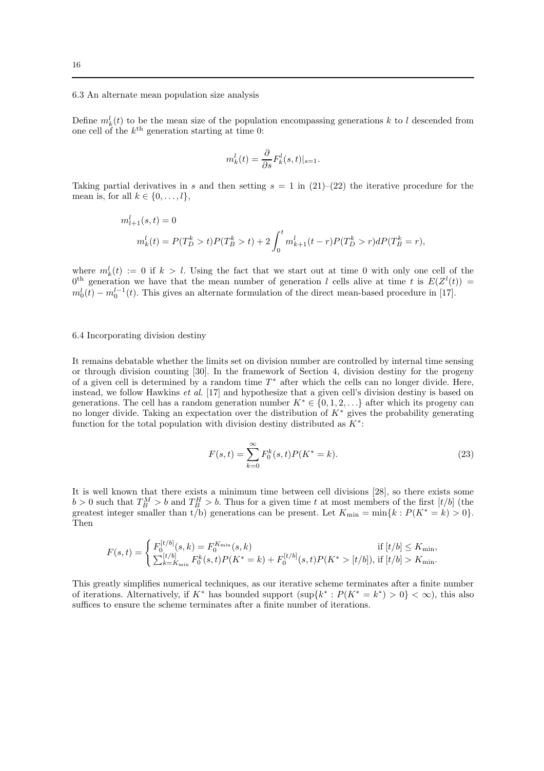### 6.3 An alternate mean population size analysis

Define $m_k^l(t)$ to be the mean size of the population encompassing generations $k$ to $l$ descended from one cell of the $k^{\text{th}}$ generation starting at time 0:

$$m_k^l(t) = \frac{\partial}{\partial s} F_k^l(s,t)|_{s=1}.$$

Taking partial derivatives in $s$ and then setting $s = 1$ in (21)–(22) the iterative procedure for the mean is, for all $k \in \{0, \ldots, l\}$,

$$m_{l+1}^l(s,t) = 0$$

$$m_k^l(t) = P(T_D^k > t)P(T_B^k > t) + 2\int_0^t m_{k+1}^l(t-r)P(T_D^k > r)dP(T_B^k = r),$$

where $m_k^l(t) := 0$ if $k > l$. Using the fact that we start out at time 0 with only one cell of the $0^{\text{th}}$ generation we have that the mean number of generation $l$ cells alive at time $t$ is $E(Z^l(t)) = m_0^l(t) - m_0^{l-1}(t)$. This gives an alternate formulation of the direct mean-based procedure in [17].

### 6.4 Incorporating division destiny

It remains debatable whether the limits set on division number are controlled by internal time sensing or through division counting [30]. In the framework of Section 4, division destiny for the progeny of a given cell is determined by a random time $T^*$ after which the cells can no longer divide. Here, instead, we follow Hawkins *et al.* [17] and hypothesize that a given cell's division destiny is based on generations. The cell has a random generation number $K^* \in \{0, 1, 2, \ldots\}$ after which its progeny can no longer divide. Taking an expectation over the distribution of $K^*$ gives the probability generating function for the total population with division destiny distributed as $K^*$:

$$F(s,t) = \sum_{k=0}^{\infty} F_0^k(s,t)P(K^* = k). \tag{23}$$

It is well known that there exists a minimum time between cell divisions [28], so there exists some $b > 0$ such that $T_B^M > b$ and $T_B^H > b$. Thus for a given time $t$ at most members of the first $[t/b]$ (the greatest integer smaller than t/b) generations can be present. Let $K_{\min} = \min\{k : P(K^* = k) > 0\}$. Then

$$F(s,t) = \begin{cases} F_0^{[t/b]}(s,k) = F_0^{K_{\min}}(s,k) & \text{if } [t/b] \leq K_{\min}, \\ \sum_{k=K_{\min}}^{[t/b]} F_0^k(s,t)P(K^* = k) + F_0^{[t/b]}(s,t)P(K^* > [t/b]), & \text{if } [t/b] > K_{\min}. \end{cases}$$

This greatly simplifies numerical techniques, as our iterative scheme terminates after a finite number of iterations. Alternatively, if $K^*$ has bounded support ($\sup\{k^* : P(K^* = k^*) > 0\} < \infty$), this also suffices to ensure the scheme terminates after a finite number of iterations.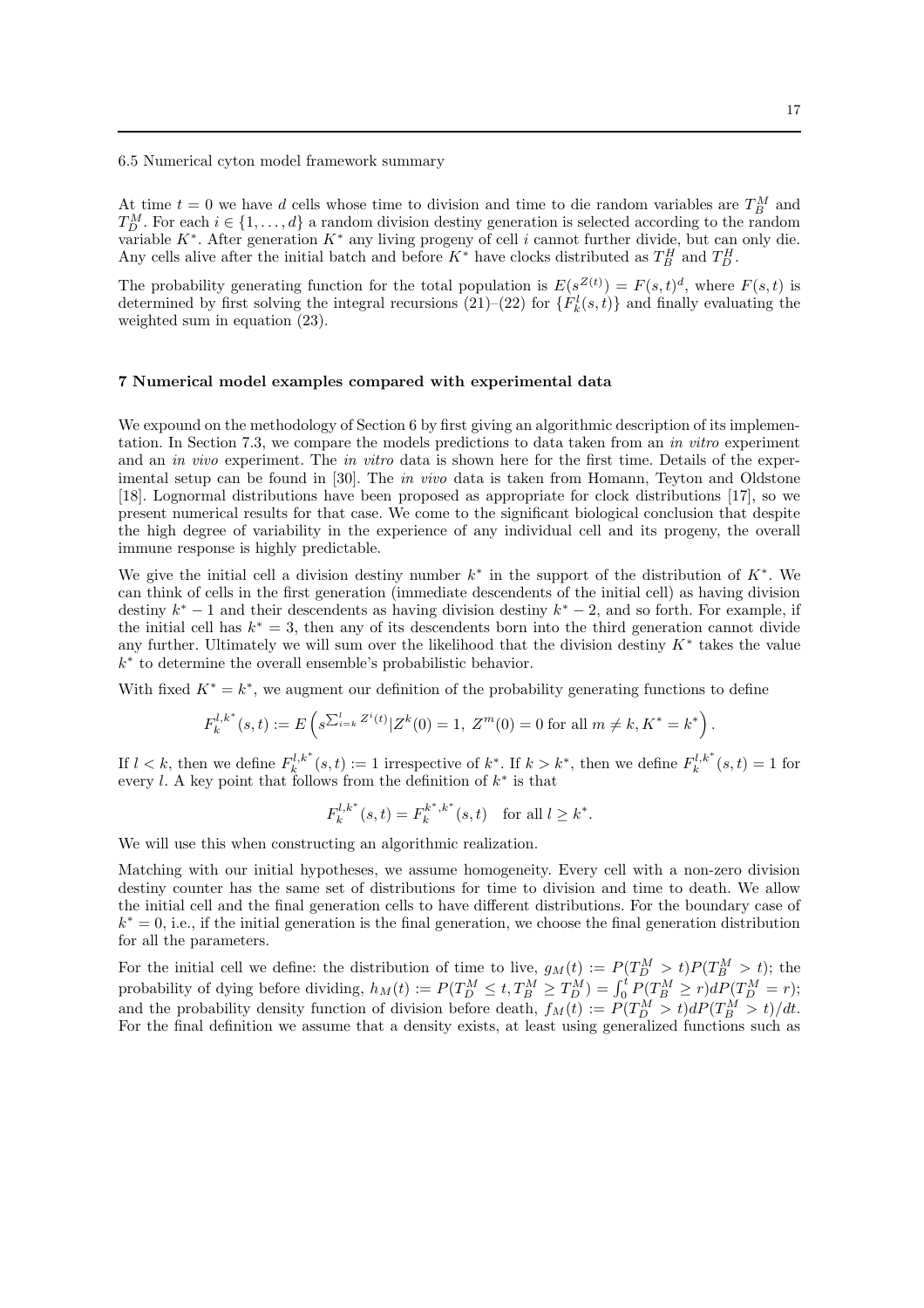### 6.5 Numerical cyton model framework summary

At time $t = 0$ we have $d$ cells whose time to division and time to die random variables are $T_B^M$ and $T_D^M$. For each $i \in \{1, \ldots, d\}$ a random division destiny generation is selected according to the random variable $K^*$. After generation $K^*$ any living progeny of cell $i$ cannot further divide, but can only die. Any cells alive after the initial batch and before $K^*$ have clocks distributed as $T_B^H$ and $T_D^H$.

The probability generating function for the total population is $E(s^{Z(t)}) = F(s,t)^d$, where $F(s,t)$ is determined by first solving the integral recursions (21)–(22) for $\{F_k^l(s,t)\}$ and finally evaluating the weighted sum in equation (23).

## 7 Numerical model examples compared with experimental data

We expound on the methodology of Section 6 by first giving an algorithmic description of its implementation. In Section 7.3, we compare the models predictions to data taken from an *in vitro* experiment and an *in vivo* experiment. The *in vitro* data is shown here for the first time. Details of the experimental setup can be found in [30]. The *in vivo* data is taken from Homann, Teyton and Oldstone [18]. Lognormal distributions have been proposed as appropriate for clock distributions [17], so we present numerical results for that case. We come to the significant biological conclusion that despite the high degree of variability in the experience of any individual cell and its progeny, the overall immune response is highly predictable.

We give the initial cell a division destiny number $k^*$ in the support of the distribution of $K^*$. We can think of cells in the first generation (immediate descendents of the initial cell) as having division destiny $k^* - 1$ and their descendents as having division destiny $k^* - 2$, and so forth. For example, if the initial cell has $k^* = 3$, then any of its descendents born into the third generation cannot divide any further. Ultimately we will sum over the likelihood that the division destiny $K^*$ takes the value $k^*$ to determine the overall ensemble's probabilistic behavior.

With fixed $K^* = k^*$, we augment our definition of the probability generating functions to define

$$F_k^{l,k^*}(s,t) := E\left(s^{\sum_{i=k}^{l} Z^i(t)} | Z^k(0) = 1,\ Z^m(0) = 0 \text{ for all } m \neq k, K^* = k^*\right).$$

If $l < k$, then we define $F_k^{l,k^*}(s,t) := 1$ irrespective of $k^*$. If $k > k^*$, then we define $F_k^{l,k^*}(s,t) = 1$ for every $l$. A key point that follows from the definition of $k^*$ is that

$$F_k^{l,k^*}(s,t) = F_k^{k^*,k^*}(s,t) \quad \text{for all } l \geq k^*.$$

We will use this when constructing an algorithmic realization.

Matching with our initial hypotheses, we assume homogeneity. Every cell with a non-zero division destiny counter has the same set of distributions for time to division and time to death. We allow the initial cell and the final generation cells to have different distributions. For the boundary case of $k^* = 0$, i.e., if the initial generation is the final generation, we choose the final generation distribution for all the parameters.

For the initial cell we define: the distribution of time to live, $g_M(t) := P(T_D^M > t)P(T_B^M > t)$; the probability of dying before dividing, $h_M(t) := P(T_D^M \leq t, T_B^M \geq T_D^M) = \int_0^t P(T_B^M \geq r) dP(T_D^M = r)$; and the probability density function of division before death, $f_M(t) := P(T_D^M > t) dP(T_B^M > t)/dt$. For the final definition we assume that a density exists, at least using generalized functions such as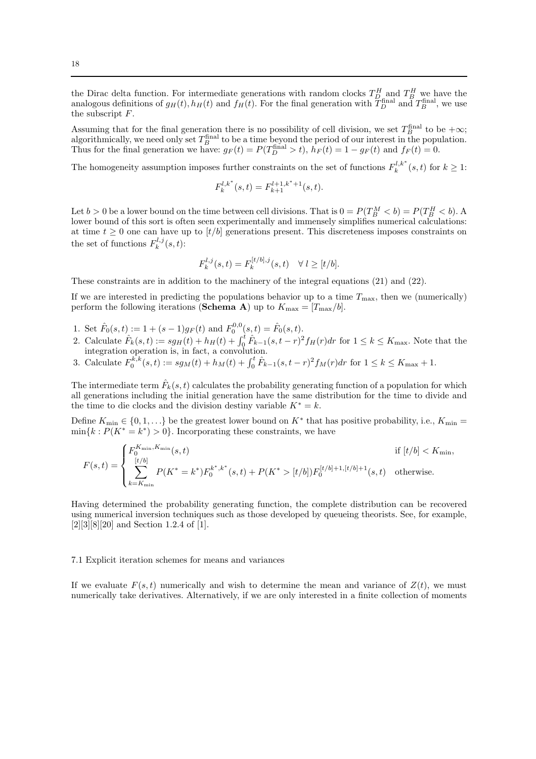the Dirac delta function. For intermediate generations with random clocks $T_D^H$ and $T_B^H$ we have the analogous definitions of $g_H(t), h_H(t)$ and $f_H(t)$. For the final generation with $T_D^{\text{final}}$ and $T_B^{\text{final}}$, we use the subscript $F$.

Assuming that for the final generation there is no possibility of cell division, we set $T_B^{\text{final}}$ to be $+\infty$; algorithmically, we need only set $T_B^{\text{final}}$ to be a time beyond the period of our interest in the population. Thus for the final generation we have: $g_F(t) = P(T_D^{\text{final}} > t)$, $h_F(t) = 1 - g_F(t)$ and $f_F(t) = 0$.

The homogeneity assumption imposes further constraints on the set of functions $F_k^{l,k^*}(s,t)$ for $k \geq 1$:

$$F_k^{l,k^*}(s,t) = F_{k+1}^{l+1,k^*+1}(s,t).$$

Let $b > 0$ be a lower bound on the time between cell divisions. That is $0 = P(T_B^M < b) = P(T_B^H < b)$. A lower bound of this sort is often seen experimentally and immensely simplifies numerical calculations: at time $t \geq 0$ one can have up to $[t/b]$ generations present. This discreteness imposes constraints on the set of functions $F_k^{l,j}(s,t)$:

$$F_k^{l,j}(s,t) = F_k^{[t/b],j}(s,t) \quad \forall\, l \geq [t/b].$$

These constraints are in addition to the machinery of the integral equations (21) and (22).

If we are interested in predicting the populations behavior up to a time $T_{\max}$, then we (numerically) perform the following iterations (**Schema A**) up to $K_{\max} = [T_{\max}/b]$.

1. Set $\hat{F}_0(s,t) := 1 + (s-1)g_F(t)$ and $F_0^{0,0}(s,t) = \hat{F}_0(s,t)$.
2. Calculate $\hat{F}_k(s,t) := sg_H(t) + h_H(t) + \int_0^t \hat{F}_{k-1}(s,t-r)^2 f_H(r)dr$ for $1 \leq k \leq K_{\max}$. Note that the integration operation is, in fact, a convolution.
3. Calculate $F_0^{k,k}(s,t) := sg_M(t) + h_M(t) + \int_0^t \hat{F}_{k-1}(s,t-r)^2 f_M(r)dr$ for $1 \leq k \leq K_{\max} + 1$.

The intermediate term $\hat{F}_k(s,t)$ calculates the probability generating function of a population for which all generations including the initial generation have the same distribution for the time to divide and the time to die clocks and the division destiny variable $K^* = k$.

Define $K_{\min} \in \{0, 1, \ldots\}$ be the greatest lower bound on $K^*$ that has positive probability, i.e., $K_{\min} = \min\{k : P(K^* = k^*) > 0\}$. Incorporating these constraints, we have

$$F(s,t) = \begin{cases} F_0^{K_{\min},K_{\min}}(s,t) & \text{if } [t/b] < K_{\min}, \\ \displaystyle\sum_{k=K_{\min}}^{[t/b]} P(K^* = k^*) F_0^{k^*,k^*}(s,t) + P(K^* > [t/b]) F_0^{[t/b]+1,[t/b]+1}(s,t) & \text{otherwise.} \end{cases}$$

Having determined the probability generating function, the complete distribution can be recovered using numerical inversion techniques such as those developed by queueing theorists. See, for example, [2][3][8][20] and Section 1.2.4 of [1].

### 7.1 Explicit iteration schemes for means and variances

If we evaluate $F(s,t)$ numerically and wish to determine the mean and variance of $Z(t)$, we must numerically take derivatives. Alternatively, if we are only interested in a finite collection of moments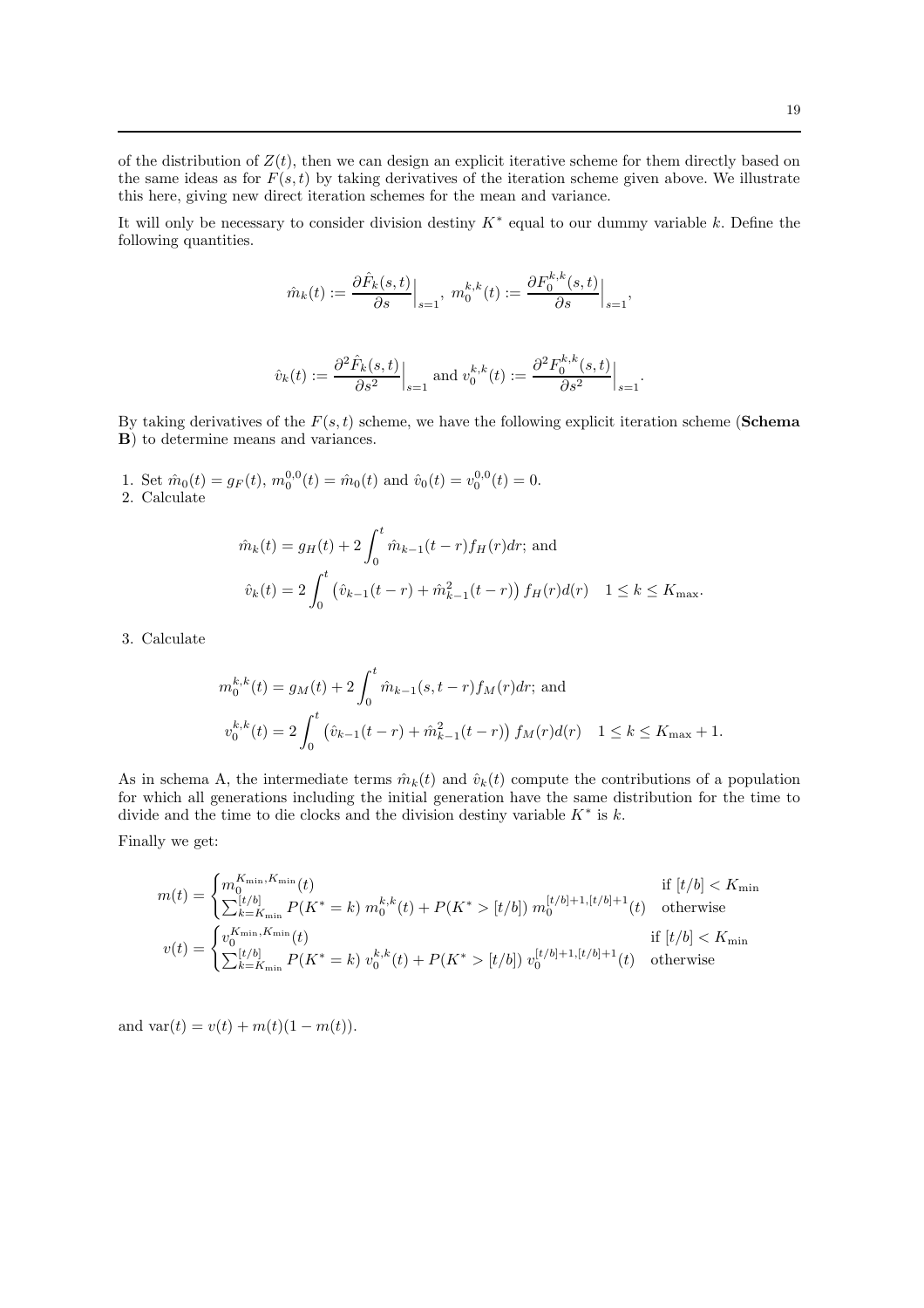of the distribution of $Z(t)$, then we can design an explicit iterative scheme for them directly based on the same ideas as for $F(s,t)$ by taking derivatives of the iteration scheme given above. We illustrate this here, giving new direct iteration schemes for the mean and variance.

It will only be necessary to consider division destiny $K^*$ equal to our dummy variable $k$. Define the following quantities.

$$\hat{m}_k(t) := \frac{\partial \hat{F}_k(s,t)}{\partial s}\Big|_{s=1},\ m_0^{k,k}(t) := \frac{\partial F_0^{k,k}(s,t)}{\partial s}\Big|_{s=1},$$

$$\hat{v}_k(t) := \frac{\partial^2 \hat{F}_k(s,t)}{\partial s^2}\Big|_{s=1} \text{ and } v_0^{k,k}(t) := \frac{\partial^2 F_0^{k,k}(s,t)}{\partial s^2}\Big|_{s=1}.$$

By taking derivatives of the $F(s,t)$ scheme, we have the following explicit iteration scheme (**Schema B**) to determine means and variances.

1. Set $\hat{m}_0(t) = g_F(t)$, $m_0^{0,0}(t) = \hat{m}_0(t)$ and $\hat{v}_0(t) = v_0^{0,0}(t) = 0$.
2. Calculate

$$\hat{m}_k(t) = g_H(t) + 2\int_0^t \hat{m}_{k-1}(t-r) f_H(r) dr; \text{ and}$$
$$\hat{v}_k(t) = 2\int_0^t \left(\hat{v}_{k-1}(t-r) + \hat{m}_{k-1}^2(t-r)\right) f_H(r) d(r) \quad 1 \le k \le K_{\max}.$$

3. Calculate

$$m_0^{k,k}(t) = g_M(t) + 2\int_0^t \hat{m}_{k-1}(s, t-r) f_M(r) dr; \text{ and}$$
$$v_0^{k,k}(t) = 2\int_0^t \left(\hat{v}_{k-1}(t-r) + \hat{m}_{k-1}^2(t-r)\right) f_M(r) d(r) \quad 1 \le k \le K_{\max}+1.$$

As in schema A, the intermediate terms $\hat{m}_k(t)$ and $\hat{v}_k(t)$ compute the contributions of a population for which all generations including the initial generation have the same distribution for the time to divide and the time to die clocks and the division destiny variable $K^*$ is $k$.

Finally we get:

$$m(t) = \begin{cases} m_0^{K_{\min},K_{\min}}(t) & \text{if } [t/b] < K_{\min} \\ \sum_{k=K_{\min}}^{[t/b]} P(K^*=k)\, m_0^{k,k}(t) + P(K^* > [t/b])\, m_0^{[t/b]+1,[t/b]+1}(t) & \text{otherwise} \end{cases}$$
$$v(t) = \begin{cases} v_0^{K_{\min},K_{\min}}(t) & \text{if } [t/b] < K_{\min} \\ \sum_{k=K_{\min}}^{[t/b]} P(K^*=k)\, v_0^{k,k}(t) + P(K^* > [t/b])\, v_0^{[t/b]+1,[t/b]+1}(t) & \text{otherwise} \end{cases}$$

and $\text{var}(t) = v(t) + m(t)(1-m(t))$.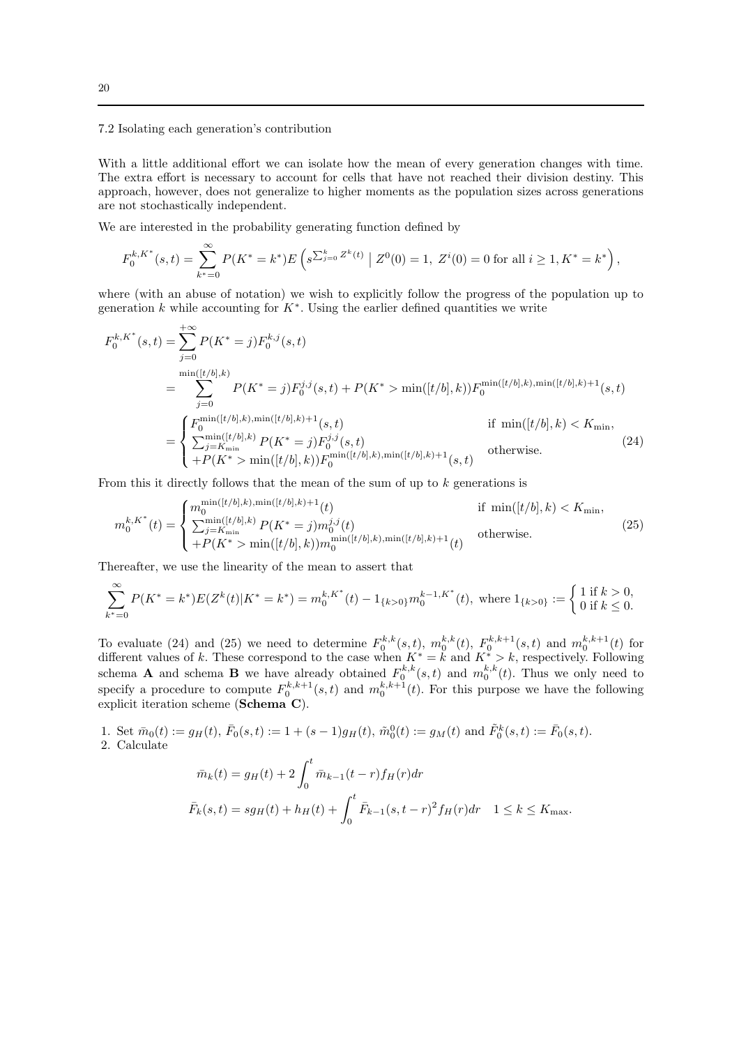### 7.2 Isolating each generation's contribution

With a little additional effort we can isolate how the mean of every generation changes with time. The extra effort is necessary to account for cells that have not reached their division destiny. This approach, however, does not generalize to higher moments as the population sizes across generations are not stochastically independent.

We are interested in the probability generating function defined by

$$F_0^{k,K^*}(s,t) = \sum_{k^*=0}^{\infty} P(K^*=k^*) E\left(s^{\sum_{j=0}^{k} Z^k(t)} \;\middle|\; Z^0(0)=1,\ Z^i(0)=0 \text{ for all } i \geq 1, K^*=k^*\right),$$

where (with an abuse of notation) we wish to explicitly follow the progress of the population up to generation $k$ while accounting for $K^*$. Using the earlier defined quantities we write

$$\begin{aligned}
F_0^{k,K^*}(s,t) &= \sum_{j=0}^{+\infty} P(K^*=j) F_0^{k,j}(s,t) \\
&= \sum_{j=0}^{\min([t/b],k)} P(K^*=j) F_0^{j,j}(s,t) + P(K^* > \min([t/b],k)) F_0^{\min([t/b],k),\min([t/b],k)+1}(s,t) \\
&= \begin{cases} F_0^{\min([t/b],k),\min([t/b],k)+1}(s,t) & \text{if } \min([t/b],k) < K_{\min}, \\ \sum_{j=K_{\min}}^{\min([t/b],k)} P(K^*=j) F_0^{j,j}(s,t) & \\ +P(K^* > \min([t/b],k)) F_0^{\min([t/b],k),\min([t/b],k)+1}(s,t) & \text{otherwise.} \end{cases}
\end{aligned} \tag{24}$$

From this it directly follows that the mean of the sum of up to $k$ generations is

$$m_0^{k,K^*}(t) = \begin{cases} m_0^{\min([t/b],k),\min([t/b],k)+1}(t) & \text{if } \min([t/b],k) < K_{\min}, \\ \sum_{j=K_{\min}}^{\min([t/b],k)} P(K^*=j) m_0^{j,j}(t) & \\ +P(K^* > \min([t/b],k)) m_0^{\min([t/b],k),\min([t/b],k)+1}(t) & \text{otherwise.} \end{cases} \tag{25}$$

Thereafter, we use the linearity of the mean to assert that

$$\sum_{k^*=0}^{\infty} P(K^*=k^*) E(Z^k(t) | K^*=k^*) = m_0^{k,K^*}(t) - 1_{\{k>0\}} m_0^{k-1,K^*}(t), \text{ where } 1_{\{k>0\}} := \begin{cases} 1 \text{ if } k>0, \\ 0 \text{ if } k \leq 0. \end{cases}$$

To evaluate (24) and (25) we need to determine $F_0^{k,k}(s,t)$, $m_0^{k,k}(t)$, $F_0^{k,k+1}(s,t)$ and $m_0^{k,k+1}(t)$ for different values of $k$. These correspond to the case when $K^*=k$ and $K^*>k$, respectively. Following schema **A** and schema **B** we have already obtained $F_0^{k,k}(s,t)$ and $m_0^{k,k}(t)$. Thus we only need to specify a procedure to compute $F_0^{k,k+1}(s,t)$ and $m_0^{k,k+1}(t)$. For this purpose we have the following explicit iteration scheme (**Schema C**).

1. Set $\bar{m}_0(t) := g_H(t)$, $\bar{F}_0(s,t) := 1 + (s-1)g_H(t)$, $\tilde{m}_0^0(t) := g_M(t)$ and $\tilde{F}_0^k(s,t) := \bar{F}_0(s,t)$.
2. Calculate

$$\bar{m}_k(t) = g_H(t) + 2\int_0^t \bar{m}_{k-1}(t-r) f_H(r) dr$$

$$\bar{F}_k(s,t) = s g_H(t) + h_H(t) + \int_0^t \bar{F}_{k-1}(s,t-r)^2 f_H(r) dr \quad 1 \leq k \leq K_{\max}.$$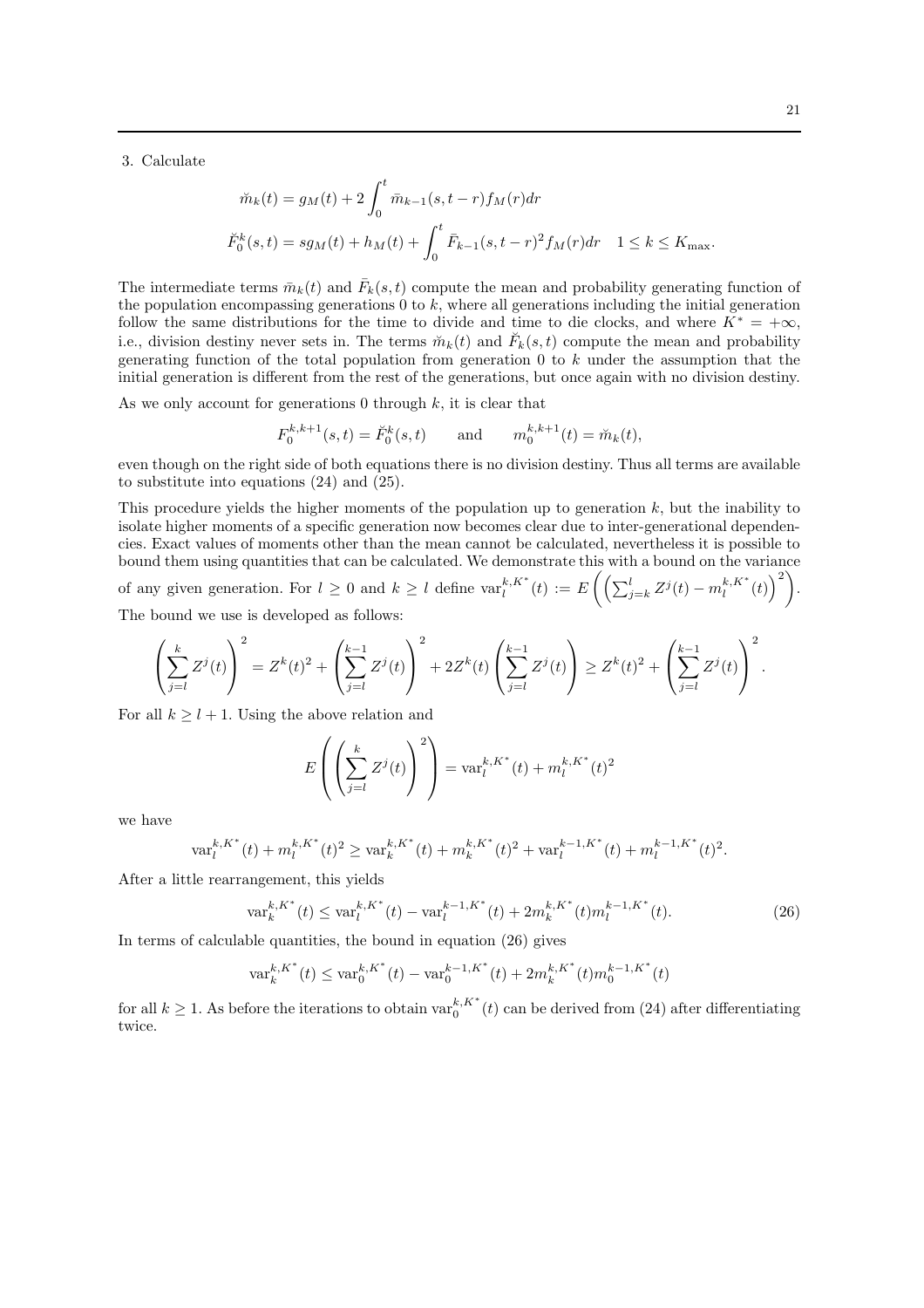3. Calculate

$$\check{m}_k(t) = g_M(t) + 2\int_0^t \bar{m}_{k-1}(s, t-r) f_M(r) dr$$

$$\check{F}_0^k(s,t) = s g_M(t) + h_M(t) + \int_0^t \bar{F}_{k-1}(s, t-r)^2 f_M(r) dr \quad 1 \le k \le K_{\max}.$$

The intermediate terms $\bar{m}_k(t)$ and $\bar{F}_k(s,t)$ compute the mean and probability generating function of the population encompassing generations 0 to $k$, where all generations including the initial generation follow the same distributions for the time to divide and time to die clocks, and where $K^* = +\infty$, i.e., division destiny never sets in. The terms $\check{m}_k(t)$ and $\check{F}_k(s,t)$ compute the mean and probability generating function of the total population from generation 0 to $k$ under the assumption that the initial generation is different from the rest of the generations, but once again with no division destiny.

As we only account for generations 0 through $k$, it is clear that

$$F_0^{k,k+1}(s,t) = \check{F}_0^k(s,t) \qquad \text{and} \qquad m_0^{k,k+1}(t) = \check{m}_k(t),$$

even though on the right side of both equations there is no division destiny. Thus all terms are available to substitute into equations (24) and (25).

This procedure yields the higher moments of the population up to generation $k$, but the inability to isolate higher moments of a specific generation now becomes clear due to inter-generational dependencies. Exact values of moments other than the mean cannot be calculated, nevertheless it is possible to bound them using quantities that can be calculated. We demonstrate this with a bound on the variance of any given generation. For $l \ge 0$ and $k \ge l$ define $\mathrm{var}_l^{k,K^*}(t) := E\left(\left(\sum_{j=k}^{l} Z^j(t) - m_l^{k,K^*}(t)\right)^2\right)$. The bound we use is developed as follows:

$$\left(\sum_{j=l}^{k} Z^j(t)\right)^2 = Z^k(t)^2 + \left(\sum_{j=l}^{k-1} Z^j(t)\right)^2 + 2Z^k(t)\left(\sum_{j=l}^{k-1} Z^j(t)\right) \ge Z^k(t)^2 + \left(\sum_{j=l}^{k-1} Z^j(t)\right)^2.$$

For all $k \ge l+1$. Using the above relation and

$$E\left(\left(\sum_{j=l}^{k} Z^j(t)\right)^2\right) = \mathrm{var}_l^{k,K^*}(t) + m_l^{k,K^*}(t)^2$$

we have

$$\mathrm{var}_l^{k,K^*}(t) + m_l^{k,K^*}(t)^2 \ge \mathrm{var}_k^{k,K^*}(t) + m_k^{k,K^*}(t)^2 + \mathrm{var}_l^{k-1,K^*}(t) + m_l^{k-1,K^*}(t)^2.$$

After a little rearrangement, this yields

$$\mathrm{var}_k^{k,K^*}(t) \le \mathrm{var}_l^{k,K^*}(t) - \mathrm{var}_l^{k-1,K^*}(t) + 2m_k^{k,K^*}(t) m_l^{k-1,K^*}(t). \tag{26}$$

In terms of calculable quantities, the bound in equation (26) gives

$$\mathrm{var}_k^{k,K^*}(t) \le \mathrm{var}_0^{k,K^*}(t) - \mathrm{var}_0^{k-1,K^*}(t) + 2m_k^{k,K^*}(t) m_0^{k-1,K^*}(t)$$

for all $k \ge 1$. As before the iterations to obtain $\mathrm{var}_0^{k,K^*}(t)$ can be derived from (24) after differentiating twice.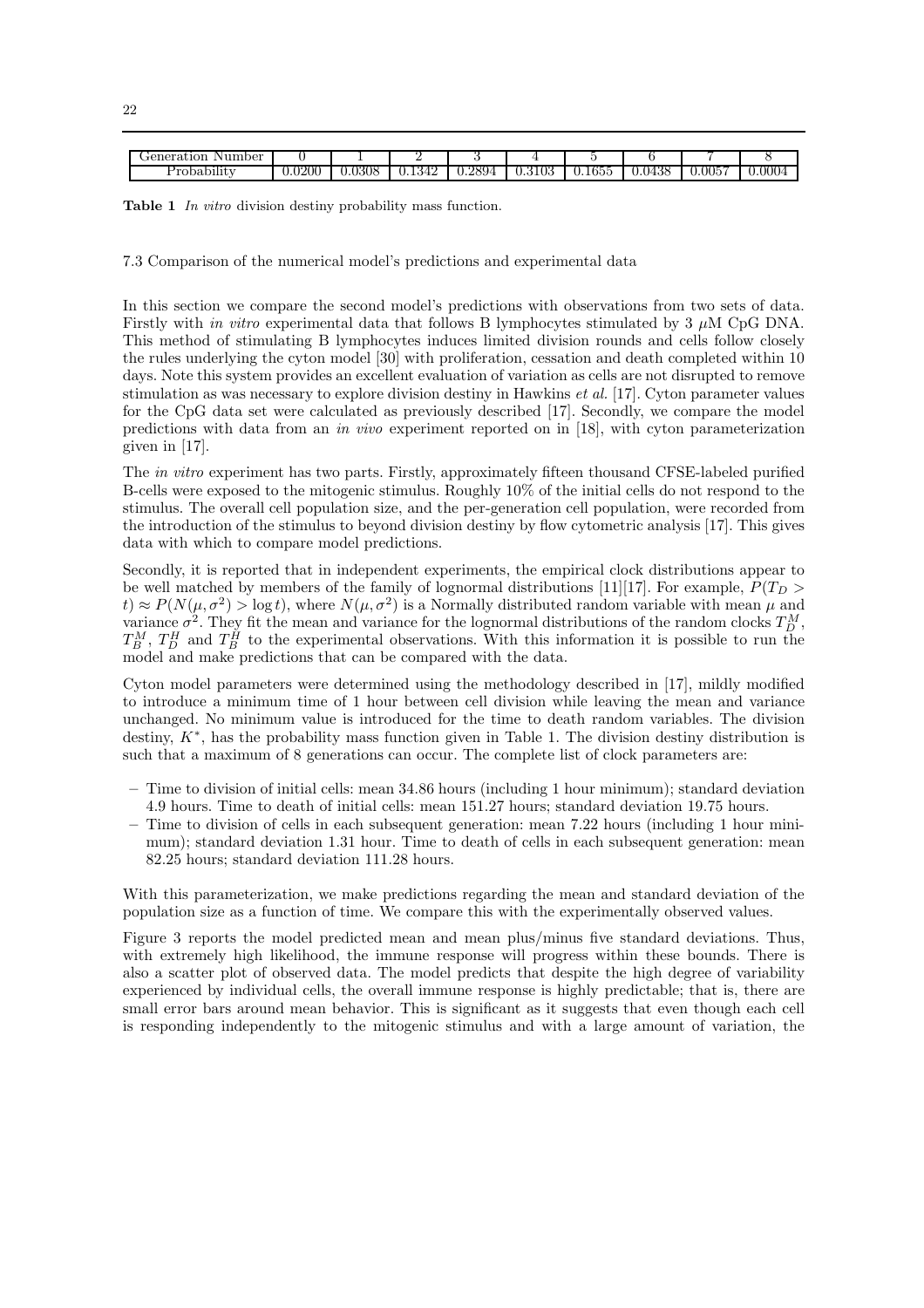| Generation Number | 0 | 1 | 2 | 3 | 4 | 5 | 6 | 7 | 8 |
|---|---|---|---|---|---|---|---|---|---|
| Probability | 0.0200 | 0.0308 | 0.1342 | 0.2894 | 0.3103 | 0.1655 | 0.0438 | 0.0057 | 0.0004 |

**Table 1** *In vitro* division destiny probability mass function.

### 7.3 Comparison of the numerical model's predictions and experimental data

In this section we compare the second model's predictions with observations from two sets of data. Firstly with *in vitro* experimental data that follows B lymphocytes stimulated by 3 $\mu$M CpG DNA. This method of stimulating B lymphocytes induces limited division rounds and cells follow closely the rules underlying the cyton model [30] with proliferation, cessation and death completed within 10 days. Note this system provides an excellent evaluation of variation as cells are not disrupted to remove stimulation as was necessary to explore division destiny in Hawkins *et al.* [17]. Cyton parameter values for the CpG data set were calculated as previously described [17]. Secondly, we compare the model predictions with data from an *in vivo* experiment reported on in [18], with cyton parameterization given in [17].

The *in vitro* experiment has two parts. Firstly, approximately fifteen thousand CFSE-labeled purified B-cells were exposed to the mitogenic stimulus. Roughly 10% of the initial cells do not respond to the stimulus. The overall cell population size, and the per-generation cell population, were recorded from the introduction of the stimulus to beyond division destiny by flow cytometric analysis [17]. This gives data with which to compare model predictions.

Secondly, it is reported that in independent experiments, the empirical clock distributions appear to be well matched by members of the family of lognormal distributions [11][17]. For example, $P(T_D > t) \approx P(N(\mu, \sigma^2) > \log t)$, where $N(\mu, \sigma^2)$ is a Normally distributed random variable with mean $\mu$ and variance $\sigma^2$. They fit the mean and variance for the lognormal distributions of the random clocks $T_D^M$, $T_B^M$, $T_D^H$ and $T_B^H$ to the experimental observations. With this information it is possible to run the model and make predictions that can be compared with the data.

Cyton model parameters were determined using the methodology described in [17], mildly modified to introduce a minimum time of 1 hour between cell division while leaving the mean and variance unchanged. No minimum value is introduced for the time to death random variables. The division destiny, $K^*$, has the probability mass function given in Table 1. The division destiny distribution is such that a maximum of 8 generations can occur. The complete list of clock parameters are:

- Time to division of initial cells: mean 34.86 hours (including 1 hour minimum); standard deviation 4.9 hours. Time to death of initial cells: mean 151.27 hours; standard deviation 19.75 hours.
- Time to division of cells in each subsequent generation: mean 7.22 hours (including 1 hour minimum); standard deviation 1.31 hour. Time to death of cells in each subsequent generation: mean 82.25 hours; standard deviation 111.28 hours.

With this parameterization, we make predictions regarding the mean and standard deviation of the population size as a function of time. We compare this with the experimentally observed values.

Figure 3 reports the model predicted mean and mean plus/minus five standard deviations. Thus, with extremely high likelihood, the immune response will progress within these bounds. There is also a scatter plot of observed data. The model predicts that despite the high degree of variability experienced by individual cells, the overall immune response is highly predictable; that is, there are small error bars around mean behavior. This is significant as it suggests that even though each cell is responding independently to the mitogenic stimulus and with a large amount of variation, the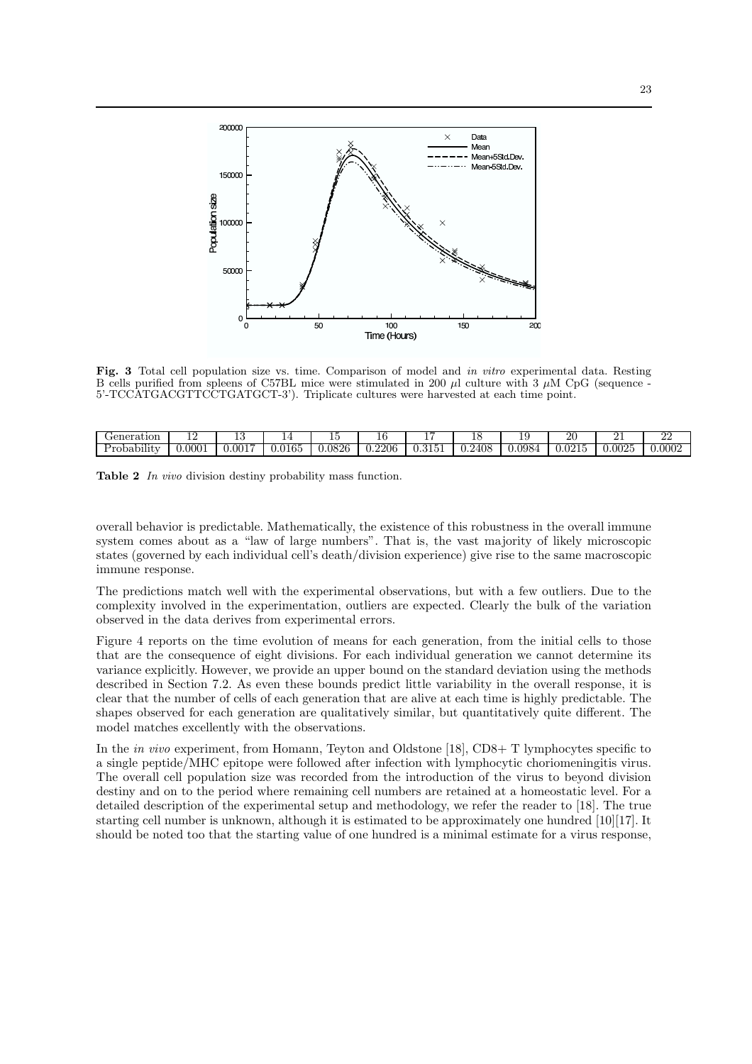**Fig. 3** Total cell population size vs. time. Comparison of model and *in vitro* experimental data. Resting B cells purified from spleens of C57BL mice were stimulated in 200 $\mu$l culture with 3 $\mu$M CpG (sequence - 5'-TCCATGACGTTCCTGATGCT-3'). Triplicate cultures were harvested at each time point.

| Generation | 12 | 13 | 14 | 15 | 16 | 17 | 18 | 19 | 20 | 21 | 22 |
|---|---|---|---|---|---|---|---|---|---|---|---|
| Probability | 0.0001 | 0.0017 | 0.0165 | 0.0826 | 0.2206 | 0.3151 | 0.2408 | 0.0984 | 0.0215 | 0.0025 | 0.0002 |

**Table 2** *In vivo* division destiny probability mass function.

overall behavior is predictable. Mathematically, the existence of this robustness in the overall immune system comes about as a "law of large numbers". That is, the vast majority of likely microscopic states (governed by each individual cell's death/division experience) give rise to the same macroscopic immune response.

The predictions match well with the experimental observations, but with a few outliers. Due to the complexity involved in the experimentation, outliers are expected. Clearly the bulk of the variation observed in the data derives from experimental errors.

Figure 4 reports on the time evolution of means for each generation, from the initial cells to those that are the consequence of eight divisions. For each individual generation we cannot determine its variance explicitly. However, we provide an upper bound on the standard deviation using the methods described in Section 7.2. As even these bounds predict little variability in the overall response, it is clear that the number of cells of each generation that are alive at each time is highly predictable. The shapes observed for each generation are qualitatively similar, but quantitatively quite different. The model matches excellently with the observations.

In the *in vivo* experiment, from Homann, Teyton and Oldstone [18], CD8+ T lymphocytes specific to a single peptide/MHC epitope were followed after infection with lymphocytic choriomeningitis virus. The overall cell population size was recorded from the introduction of the virus to beyond division destiny and on to the period where remaining cell numbers are retained at a homeostatic level. For a detailed description of the experimental setup and methodology, we refer the reader to [18]. The true starting cell number is unknown, although it is estimated to be approximately one hundred [10][17]. It should be noted too that the starting value of one hundred is a minimal estimate for a virus response,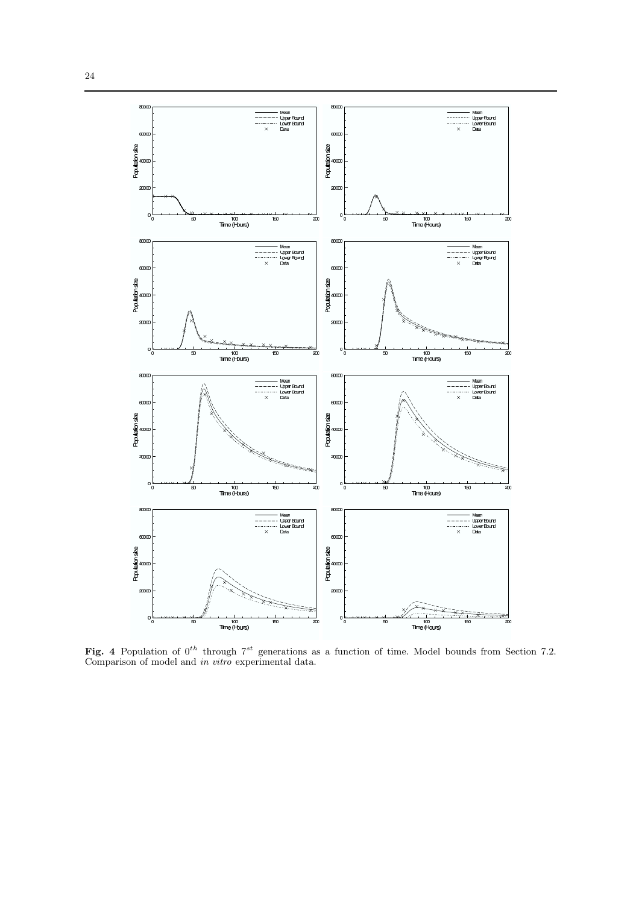**Fig. 4** Population of $0^{th}$ through $7^{st}$ generations as a function of time. Model bounds from Section 7.2. Comparison of model and *in vitro* experimental data.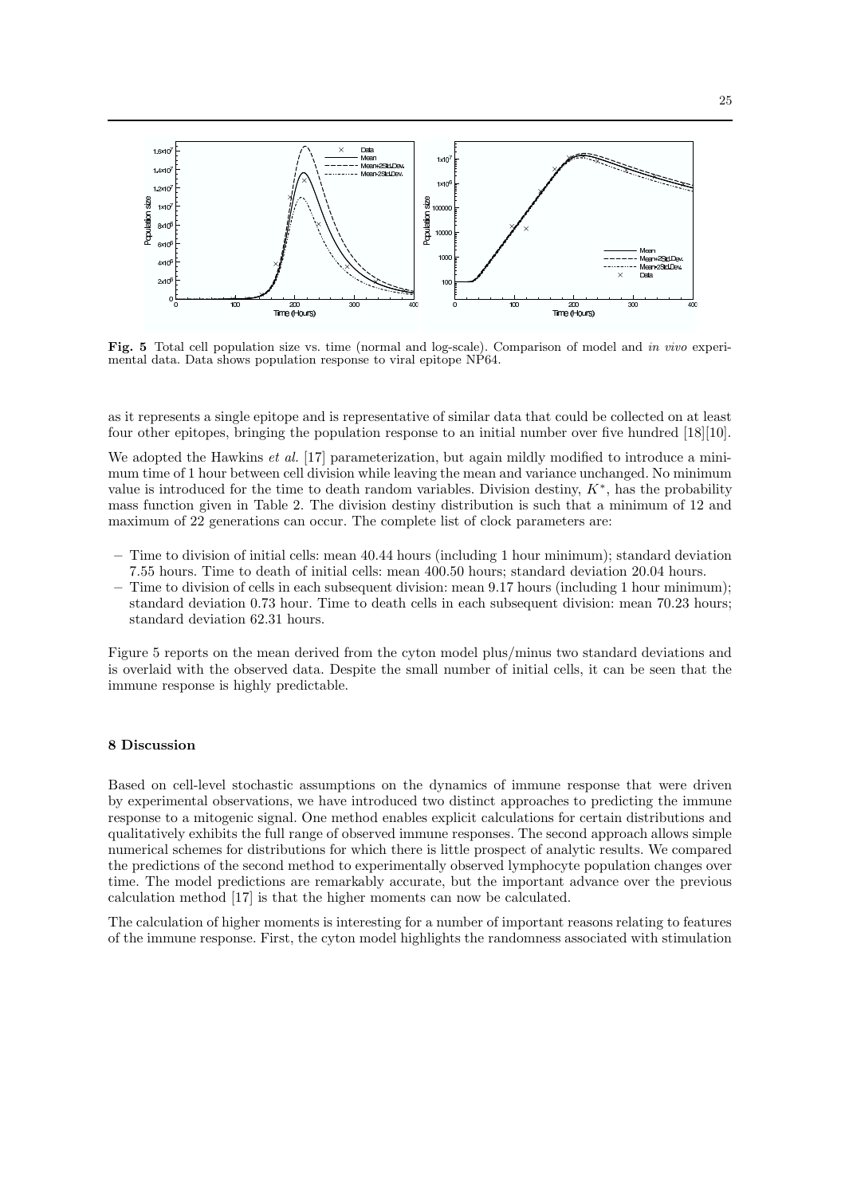**Fig. 5** Total cell population size vs. time (normal and log-scale). Comparison of model and *in vivo* experimental data. Data shows population response to viral epitope NP64.

as it represents a single epitope and is representative of similar data that could be collected on at least four other epitopes, bringing the population response to an initial number over five hundred [18][10].

We adopted the Hawkins *et al.* [17] parameterization, but again mildly modified to introduce a minimum time of 1 hour between cell division while leaving the mean and variance unchanged. No minimum value is introduced for the time to death random variables. Division destiny, $K^*$, has the probability mass function given in Table 2. The division destiny distribution is such that a minimum of 12 and maximum of 22 generations can occur. The complete list of clock parameters are:

- Time to division of initial cells: mean 40.44 hours (including 1 hour minimum); standard deviation 7.55 hours. Time to death of initial cells: mean 400.50 hours; standard deviation 20.04 hours.
- Time to division of cells in each subsequent division: mean 9.17 hours (including 1 hour minimum); standard deviation 0.73 hour. Time to death cells in each subsequent division: mean 70.23 hours; standard deviation 62.31 hours.

Figure 5 reports on the mean derived from the cyton model plus/minus two standard deviations and is overlaid with the observed data. Despite the small number of initial cells, it can be seen that the immune response is highly predictable.

## 8 Discussion

Based on cell-level stochastic assumptions on the dynamics of immune response that were driven by experimental observations, we have introduced two distinct approaches to predicting the immune response to a mitogenic signal. One method enables explicit calculations for certain distributions and qualitatively exhibits the full range of observed immune responses. The second approach allows simple numerical schemes for distributions for which there is little prospect of analytic results. We compared the predictions of the second method to experimentally observed lymphocyte population changes over time. The model predictions are remarkably accurate, but the important advance over the previous calculation method [17] is that the higher moments can now be calculated.

The calculation of higher moments is interesting for a number of important reasons relating to features of the immune response. First, the cyton model highlights the randomness associated with stimulation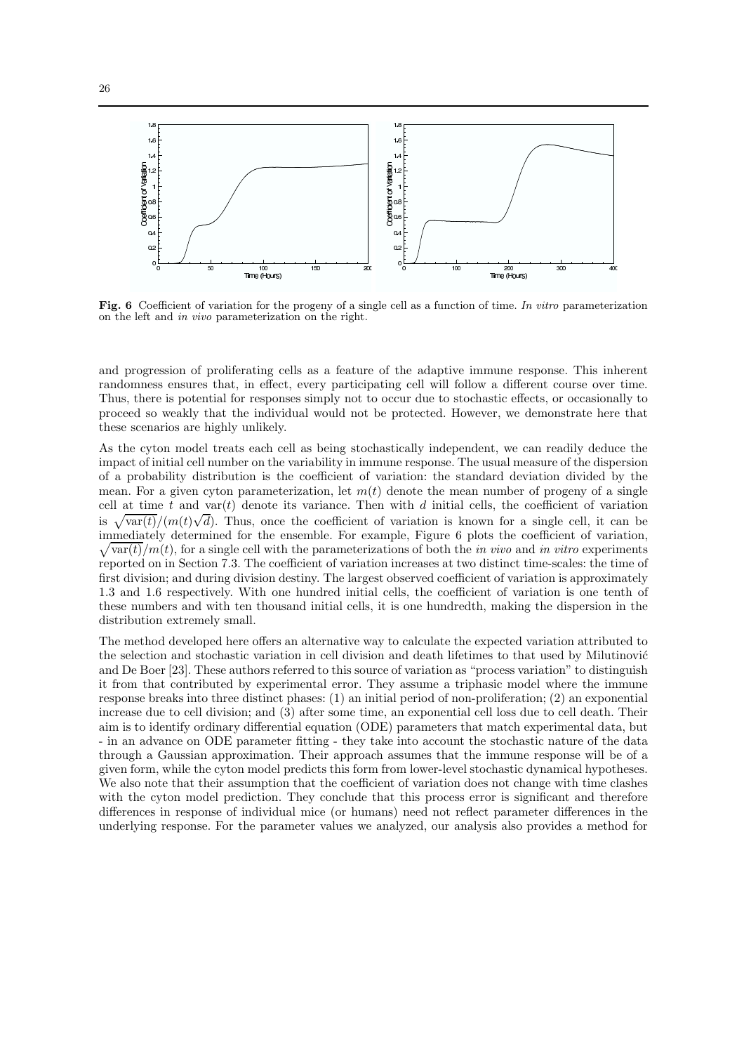**Fig. 6** Coefficient of variation for the progeny of a single cell as a function of time. *In vitro* parameterization on the left and *in vivo* parameterization on the right.

and progression of proliferating cells as a feature of the adaptive immune response. This inherent randomness ensures that, in effect, every participating cell will follow a different course over time. Thus, there is potential for responses simply not to occur due to stochastic effects, or occasionally to proceed so weakly that the individual would not be protected. However, we demonstrate here that these scenarios are highly unlikely.

As the cyton model treats each cell as being stochastically independent, we can readily deduce the impact of initial cell number on the variability in immune response. The usual measure of the dispersion of a probability distribution is the coefficient of variation: the standard deviation divided by the mean. For a given cyton parameterization, let $m(t)$ denote the mean number of progeny of a single cell at time $t$ and $\text{var}(t)$ denote its variance. Then with $d$ initial cells, the coefficient of variation is $\sqrt{\text{var}(t)}/(m(t)\sqrt{d})$. Thus, once the coefficient of variation is known for a single cell, it can be immediately determined for the ensemble. For example, Figure 6 plots the coefficient of variation, $\sqrt{\text{var}(t)}/m(t)$, for a single cell with the parameterizations of both the *in vivo* and *in vitro* experiments reported on in Section 7.3. The coefficient of variation increases at two distinct time-scales: the time of first division; and during division destiny. The largest observed coefficient of variation is approximately 1.3 and 1.6 respectively. With one hundred initial cells, the coefficient of variation is one tenth of these numbers and with ten thousand initial cells, it is one hundredth, making the dispersion in the distribution extremely small.

The method developed here offers an alternative way to calculate the expected variation attributed to the selection and stochastic variation in cell division and death lifetimes to that used by Milutinović and De Boer [23]. These authors referred to this source of variation as "process variation" to distinguish it from that contributed by experimental error. They assume a triphasic model where the immune response breaks into three distinct phases: (1) an initial period of non-proliferation; (2) an exponential increase due to cell division; and (3) after some time, an exponential cell loss due to cell death. Their aim is to identify ordinary differential equation (ODE) parameters that match experimental data, but - in an advance on ODE parameter fitting - they take into account the stochastic nature of the data through a Gaussian approximation. Their approach assumes that the immune response will be of a given form, while the cyton model predicts this form from lower-level stochastic dynamical hypotheses. We also note that their assumption that the coefficient of variation does not change with time clashes with the cyton model prediction. They conclude that this process error is significant and therefore differences in response of individual mice (or humans) need not reflect parameter differences in the underlying response. For the parameter values we analyzed, our analysis also provides a method for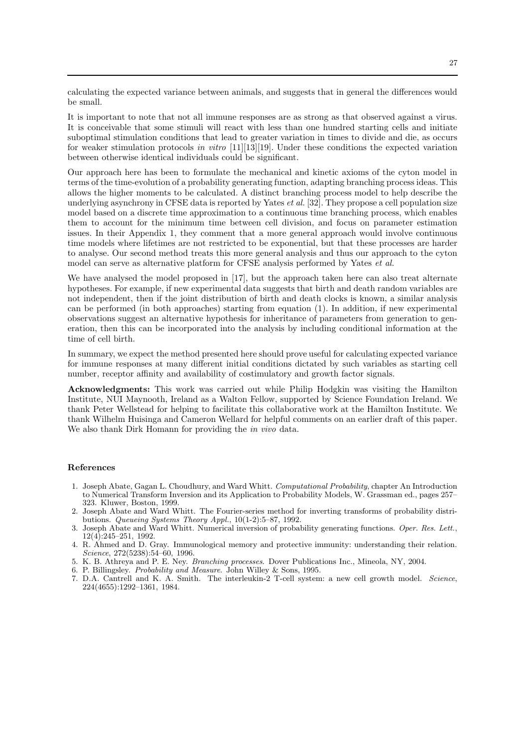calculating the expected variance between animals, and suggests that in general the differences would be small.

It is important to note that not all immune responses are as strong as that observed against a virus. It is conceivable that some stimuli will react with less than one hundred starting cells and initiate suboptimal stimulation conditions that lead to greater variation in times to divide and die, as occurs for weaker stimulation protocols *in vitro* [11][13][19]. Under these conditions the expected variation between otherwise identical individuals could be significant.

Our approach here has been to formulate the mechanical and kinetic axioms of the cyton model in terms of the time-evolution of a probability generating function, adapting branching process ideas. This allows the higher moments to be calculated. A distinct branching process model to help describe the underlying asynchrony in CFSE data is reported by Yates *et al.* [32]. They propose a cell population size model based on a discrete time approximation to a continuous time branching process, which enables them to account for the minimum time between cell division, and focus on parameter estimation issues. In their Appendix 1, they comment that a more general approach would involve continuous time models where lifetimes are not restricted to be exponential, but that these processes are harder to analyse. Our second method treats this more general analysis and thus our approach to the cyton model can serve as alternative platform for CFSE analysis performed by Yates *et al*.

We have analysed the model proposed in [17], but the approach taken here can also treat alternate hypotheses. For example, if new experimental data suggests that birth and death random variables are not independent, then if the joint distribution of birth and death clocks is known, a similar analysis can be performed (in both approaches) starting from equation (1). In addition, if new experimental observations suggest an alternative hypothesis for inheritance of parameters from generation to generation, then this can be incorporated into the analysis by including conditional information at the time of cell birth.

In summary, we expect the method presented here should prove useful for calculating expected variance for immune responses at many different initial conditions dictated by such variables as starting cell number, receptor affinity and availability of costimulatory and growth factor signals.

**Acknowledgments:** This work was carried out while Philip Hodgkin was visiting the Hamilton Institute, NUI Maynooth, Ireland as a Walton Fellow, supported by Science Foundation Ireland. We thank Peter Wellstead for helping to facilitate this collaborative work at the Hamilton Institute. We thank Wilhelm Huisinga and Cameron Wellard for helpful comments on an earlier draft of this paper. We also thank Dirk Homann for providing the *in vivo* data.

## References

1. Joseph Abate, Gagan L. Choudhury, and Ward Whitt. *Computational Probability*, chapter An Introduction to Numerical Transform Inversion and its Application to Probability Models, W. Grassman ed., pages 257–323. Kluwer, Boston, 1999.
2. Joseph Abate and Ward Whitt. The Fourier-series method for inverting transforms of probability distributions. *Queueing Systems Theory Appl.*, 10(1-2):5–87, 1992.
3. Joseph Abate and Ward Whitt. Numerical inversion of probability generating functions. *Oper. Res. Lett.*, 12(4):245–251, 1992.
4. R. Ahmed and D. Gray. Immunological memory and protective immunity: understanding their relation. *Science*, 272(5238):54–60, 1996.
5. K. B. Athreya and P. E. Ney. *Branching processes*. Dover Publications Inc., Mineola, NY, 2004.
6. P. Billingsley. *Probability and Measure*. John Willey & Sons, 1995.
7. D.A. Cantrell and K. A. Smith. The interleukin-2 T-cell system: a new cell growth model. *Science*, 224(4655):1292–1361, 1984.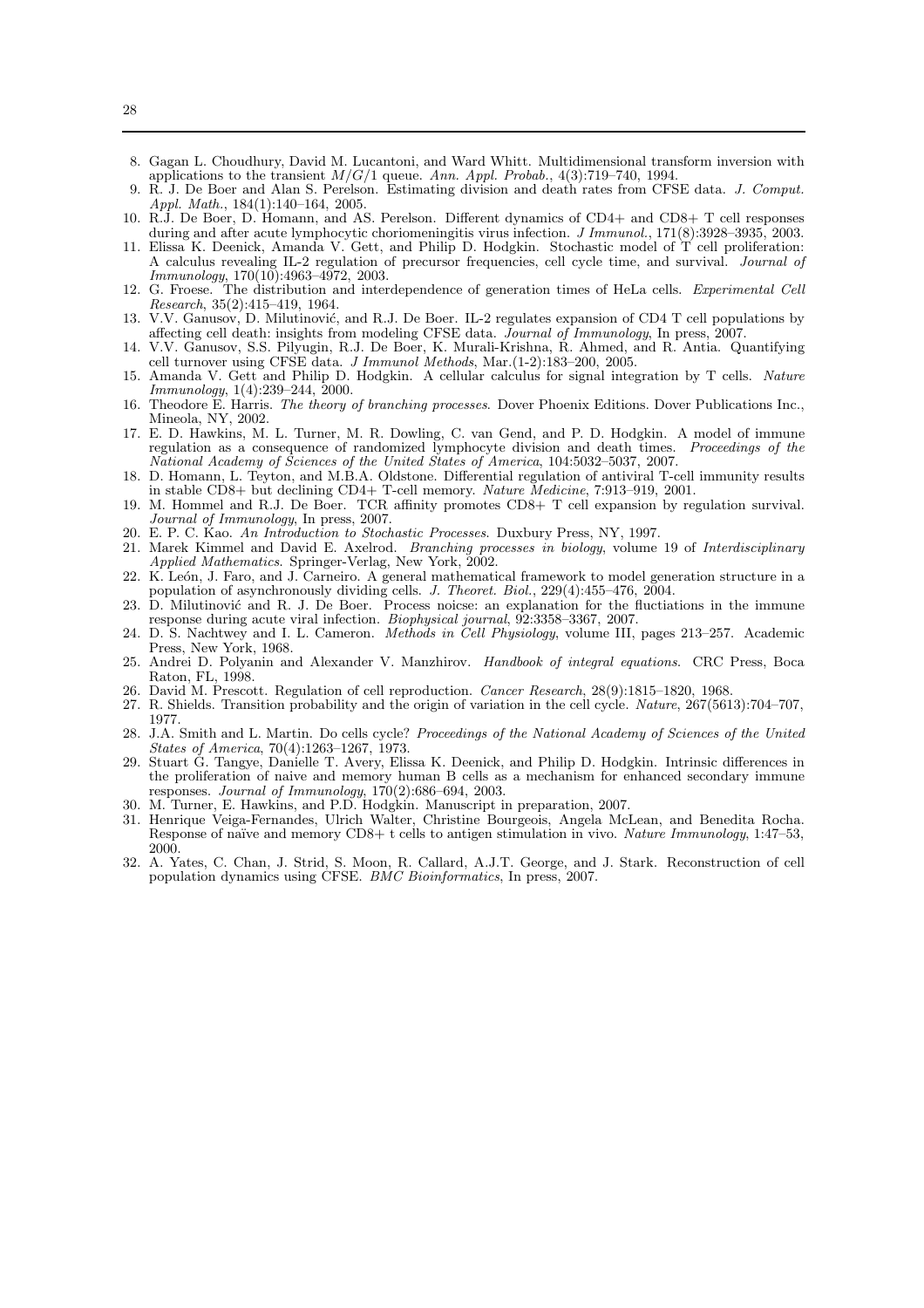8. Gagan L. Choudhury, David M. Lucantoni, and Ward Whitt. Multidimensional transform inversion with applications to the transient $M/G/1$ queue. *Ann. Appl. Probab.*, 4(3):719–740, 1994.
9. R. J. De Boer and Alan S. Perelson. Estimating division and death rates from CFSE data. *J. Comput. Appl. Math.*, 184(1):140–164, 2005.
10. R.J. De Boer, D. Homann, and AS. Perelson. Different dynamics of CD4+ and CD8+ T cell responses during and after acute lymphocytic choriomeningitis virus infection. *J Immunol.*, 171(8):3928–3935, 2003.
11. Elissa K. Deenick, Amanda V. Gett, and Philip D. Hodgkin. Stochastic model of T cell proliferation: A calculus revealing IL-2 regulation of precursor frequencies, cell cycle time, and survival. *Journal of Immunology*, 170(10):4963–4972, 2003.
12. G. Froese. The distribution and interdependence of generation times of HeLa cells. *Experimental Cell Research*, 35(2):415–419, 1964.
13. V.V. Ganusov, D. Milutinović, and R.J. De Boer. IL-2 regulates expansion of CD4 T cell populations by affecting cell death: insights from modeling CFSE data. *Journal of Immunology*, In press, 2007.
14. V.V. Ganusov, S.S. Pilyugin, R.J. De Boer, K. Murali-Krishna, R. Ahmed, and R. Antia. Quantifying cell turnover using CFSE data. *J Immunol Methods*, Mar.(1-2):183–200, 2005.
15. Amanda V. Gett and Philip D. Hodgkin. A cellular calculus for signal integration by T cells. *Nature Immunology*, 1(4):239–244, 2000.
16. Theodore E. Harris. *The theory of branching processes*. Dover Phoenix Editions. Dover Publications Inc., Mineola, NY, 2002.
17. E. D. Hawkins, M. L. Turner, M. R. Dowling, C. van Gend, and P. D. Hodgkin. A model of immune regulation as a consequence of randomized lymphocyte division and death times. *Proceedings of the National Academy of Sciences of the United States of America*, 104:5032–5037, 2007.
18. D. Homann, L. Teyton, and M.B.A. Oldstone. Differential regulation of antiviral T-cell immunity results in stable CD8+ but declining CD4+ T-cell memory. *Nature Medicine*, 7:913–919, 2001.
19. M. Hommel and R.J. De Boer. TCR affinity promotes CD8+ T cell expansion by regulation survival. *Journal of Immunology*, In press, 2007.
20. E. P. C. Kao. *An Introduction to Stochastic Processes*. Duxbury Press, NY, 1997.
21. Marek Kimmel and David E. Axelrod. *Branching processes in biology*, volume 19 of *Interdisciplinary Applied Mathematics*. Springer-Verlag, New York, 2002.
22. K. León, J. Faro, and J. Carneiro. A general mathematical framework to model generation structure in a population of asynchronously dividing cells. *J. Theoret. Biol.*, 229(4):455–476, 2004.
23. D. Milutinović and R. J. De Boer. Process noicse: an explanation for the fluctiations in the immune response during acute viral infection. *Biophysical journal*, 92:3358–3367, 2007.
24. D. S. Nachtwey and I. L. Cameron. *Methods in Cell Physiology*, volume III, pages 213–257. Academic Press, New York, 1968.
25. Andrei D. Polyanin and Alexander V. Manzhirov. *Handbook of integral equations*. CRC Press, Boca Raton, FL, 1998.
26. David M. Prescott. Regulation of cell reproduction. *Cancer Research*, 28(9):1815–1820, 1968.
27. R. Shields. Transition probability and the origin of variation in the cell cycle. *Nature*, 267(5613):704–707, 1977.
28. J.A. Smith and L. Martin. Do cells cycle? *Proceedings of the National Academy of Sciences of the United States of America*, 70(4):1263–1267, 1973.
29. Stuart G. Tangye, Danielle T. Avery, Elissa K. Deenick, and Philip D. Hodgkin. Intrinsic differences in the proliferation of naive and memory human B cells as a mechanism for enhanced secondary immune responses. *Journal of Immunology*, 170(2):686–694, 2003.
30. M. Turner, E. Hawkins, and P.D. Hodgkin. Manuscript in preparation, 2007.
31. Henrique Veiga-Fernandes, Ulrich Walter, Christine Bourgeois, Angela McLean, and Benedita Rocha. Response of naïve and memory CD8+ t cells to antigen stimulation in vivo. *Nature Immunology*, 1:47–53, 2000.
32. A. Yates, C. Chan, J. Strid, S. Moon, R. Callard, A.J.T. George, and J. Stark. Reconstruction of cell population dynamics using CFSE. *BMC Bioinformatics*, In press, 2007.